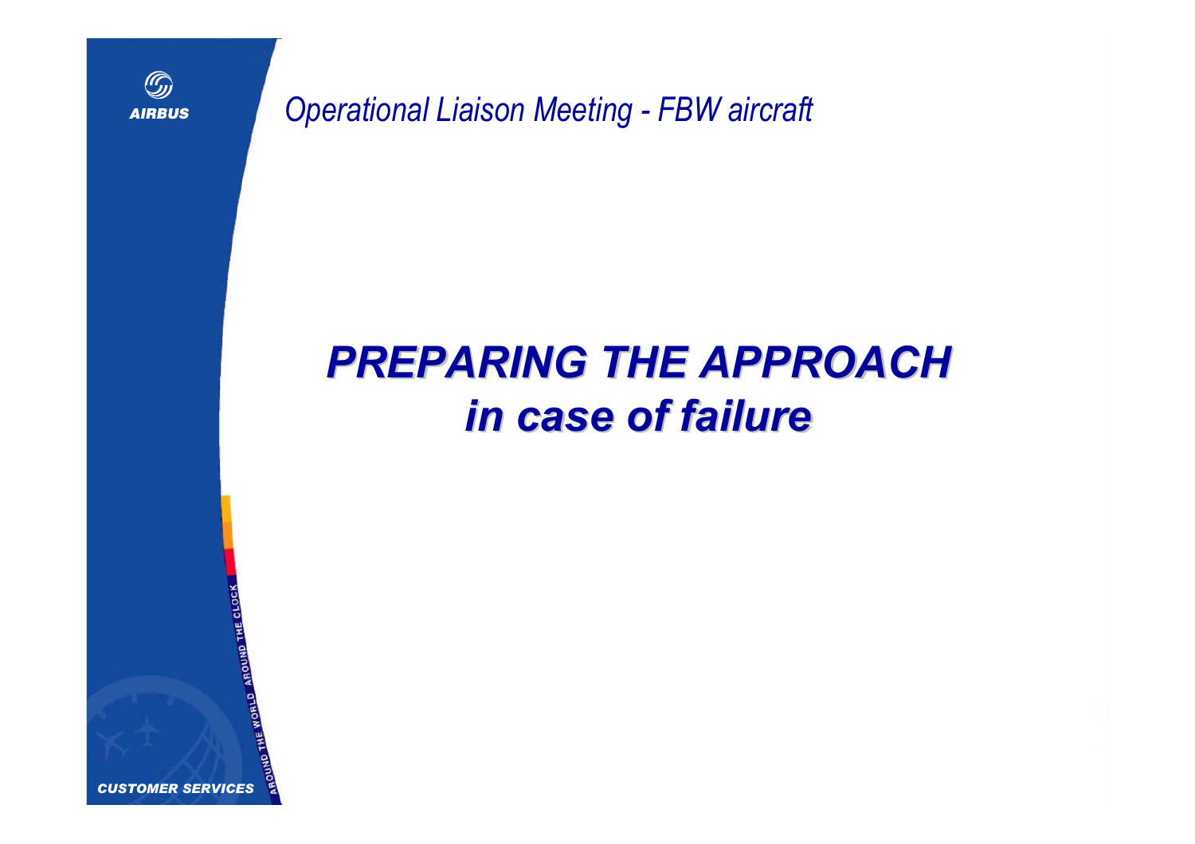*Operational Liaison Meeting - FBW aircraft*

# *PREPARING THE APPROACH*
# *in case of failure*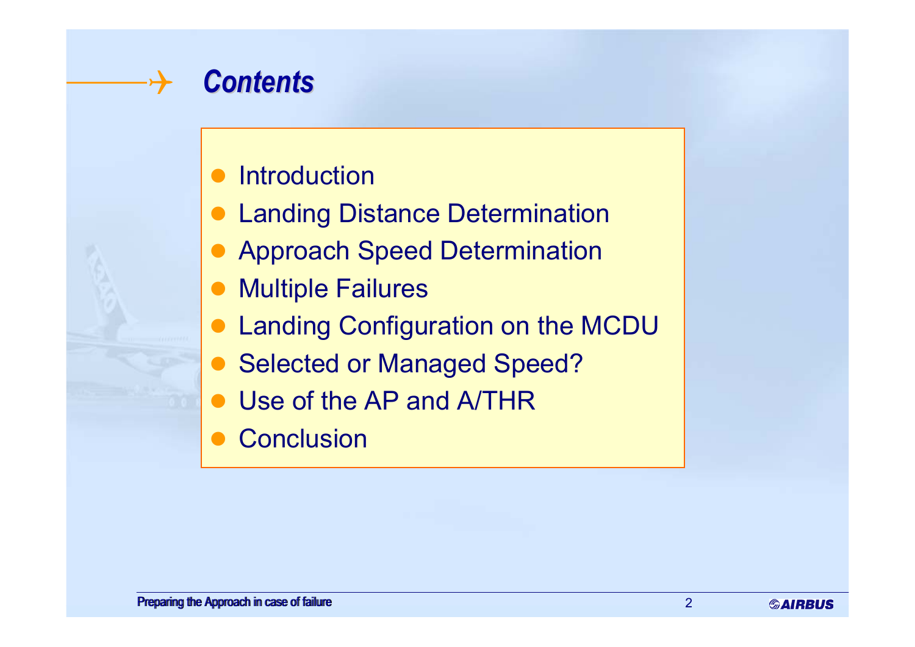# Contents

- Introduction
- Landing Distance Determination
- Approach Speed Determination
- Multiple Failures
- Landing Configuration on the MCDU
- Selected or Managed Speed?
- Use of the AP and A/THR
- Conclusion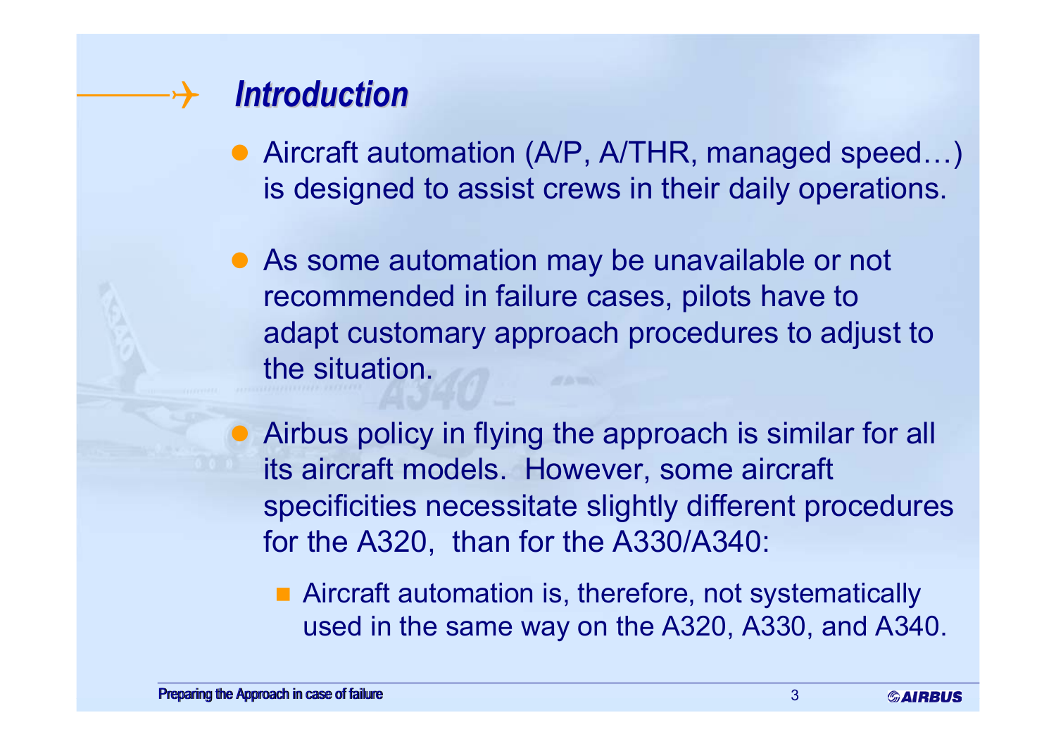## Introduction

- Aircraft automation (A/P, A/THR, managed speed…) is designed to assist crews in their daily operations.

- As some automation may be unavailable or not recommended in failure cases, pilots have to adapt customary approach procedures to adjust to the situation.

- Airbus policy in flying the approach is similar for all its aircraft models. However, some aircraft specificities necessitate slightly different procedures for the A320, than for the A330/A340:
  - Aircraft automation is, therefore, not systematically used in the same way on the A320, A330, and A340.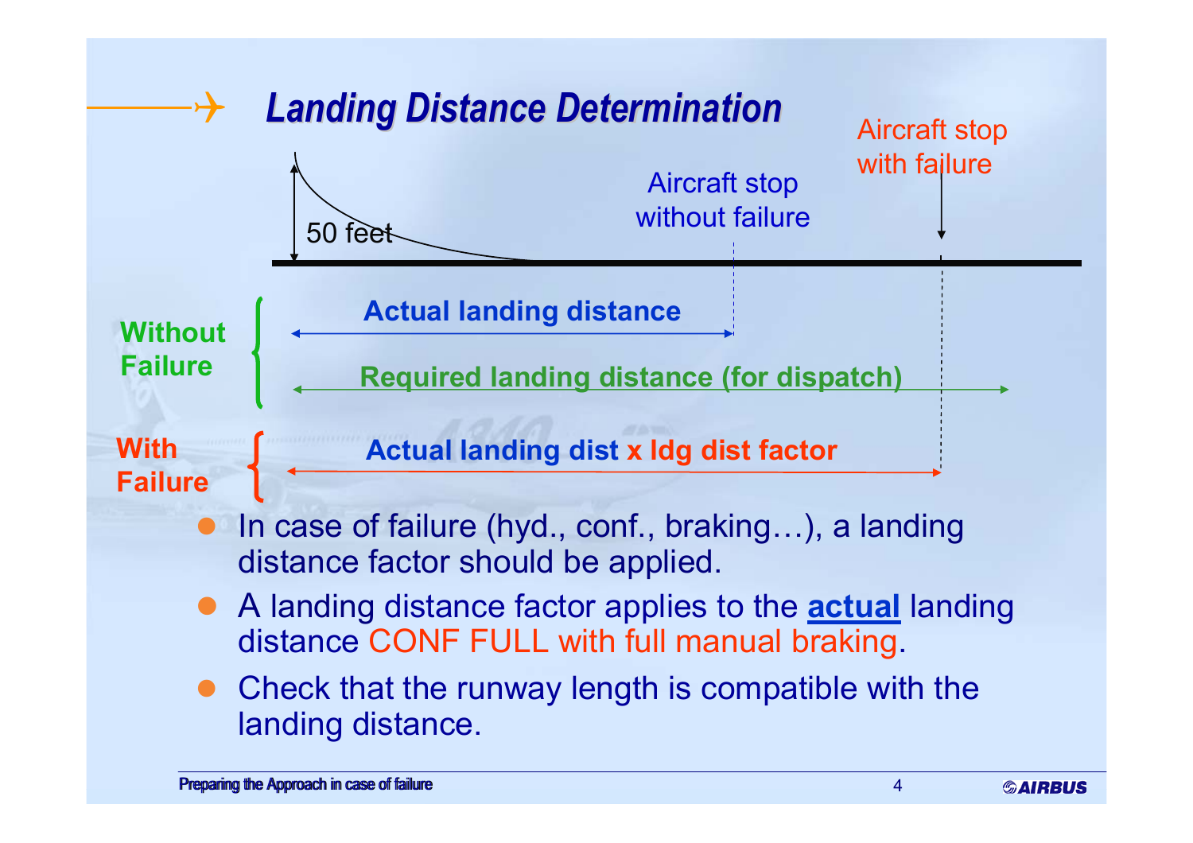## Landing Distance Determination

50 feet

Aircraft stop without failure

Aircraft stop with failure

**Without Failure**

- **Actual landing distance**
- **Required landing distance (for dispatch)**

**With Failure**

- **Actual landing dist x ldg dist factor**

- In case of failure (hyd., conf., braking…), a landing distance factor should be applied.
- A landing distance factor applies to the **actual** landing distance CONF FULL with full manual braking.
- Check that the runway length is compatible with the landing distance.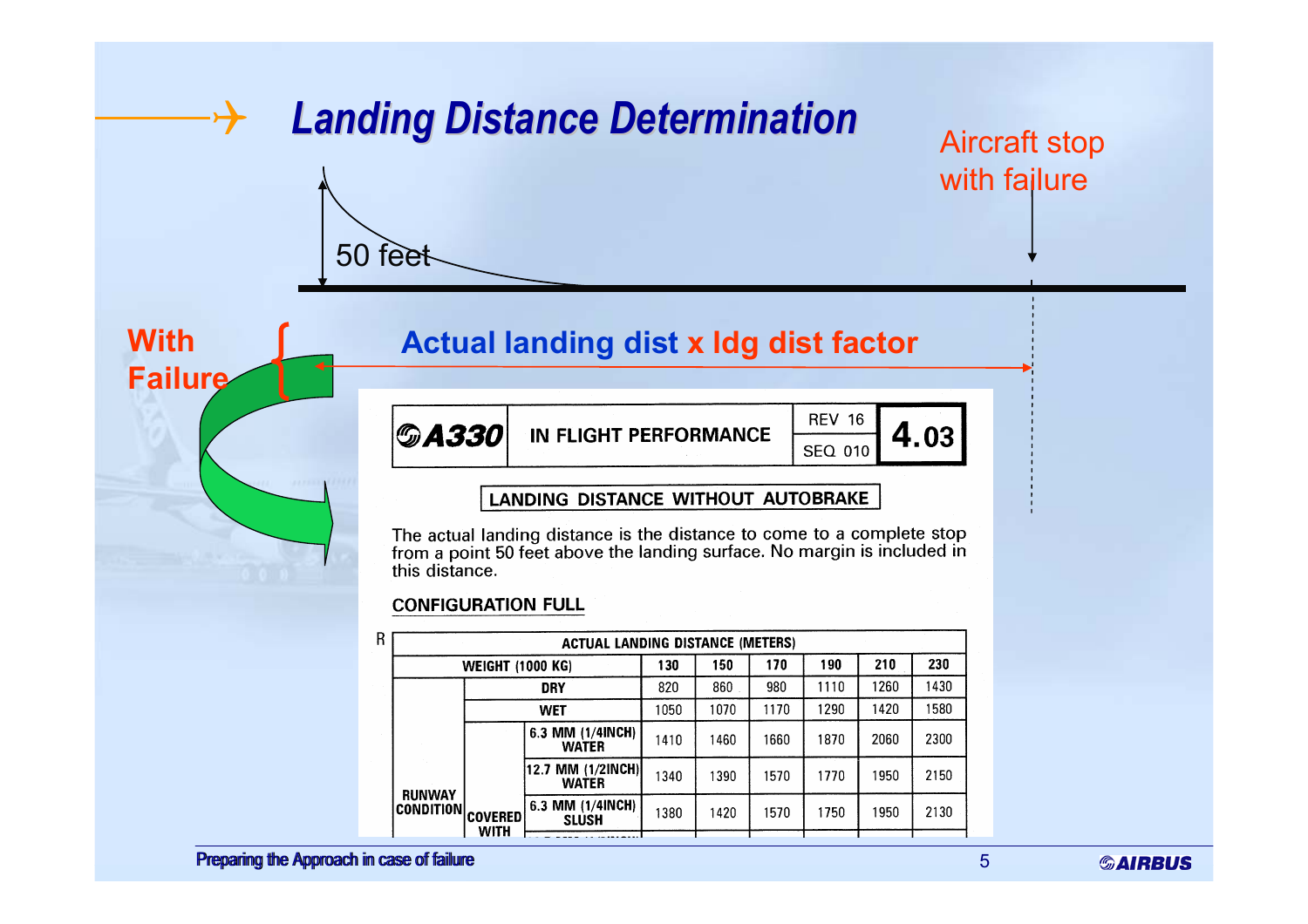# Landing Distance Determination

50 feet

Aircraft stop with failure

**With Failure**

**Actual landing dist x ldg dist factor**

| A330 | IN FLIGHT PERFORMANCE | REV 16 / SEQ 010 | 4.03 |
|---|---|---|---|

**LANDING DISTANCE WITHOUT AUTOBRAKE**

The actual landing distance is the distance to come to a complete stop from a point 50 feet above the landing surface. No margin is included in this distance.

**CONFIGURATION FULL**

| ACTUAL LANDING DISTANCE (METERS) | | | | | | | | |
|---|---|---|---|---|---|---|---|---|
| WEIGHT (1000 KG) | | | 130 | 150 | 170 | 190 | 210 | 230 |
| RUNWAY CONDITION | DRY | | 820 | 860 | 980 | 1110 | 1260 | 1430 |
| | WET | | 1050 | 1070 | 1170 | 1290 | 1420 | 1580 |
| | COVERED WITH | 6.3 MM (1/4INCH) WATER | 1410 | 1460 | 1660 | 1870 | 2060 | 2300 |
| | | 12.7 MM (1/2INCH) WATER | 1340 | 1390 | 1570 | 1770 | 1950 | 2150 |
| | | 6.3 MM (1/4INCH) SLUSH | 1380 | 1420 | 1570 | 1750 | 1950 | 2130 |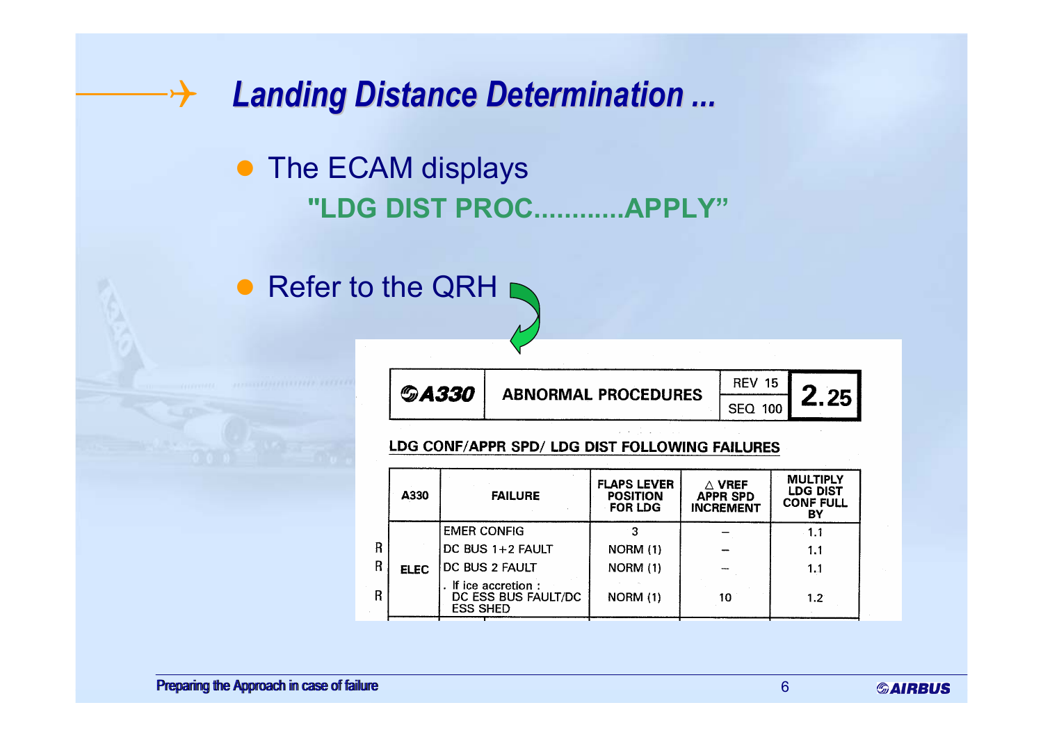# Landing Distance Determination ...

- The ECAM displays

  **"LDG DIST PROC............APPLY"**

- Refer to the QRH

| A330 | ABNORMAL PROCEDURES | REV 15 / SEQ 100 | 2.25 |
|---|---|---|---|

**LDG CONF/APPR SPD/ LDG DIST FOLLOWING FAILURES**

| | A330 | FAILURE | FLAPS LEVER POSITION FOR LDG | △ VREF APPR SPD INCREMENT | MULTIPLY LDG DIST CONF FULL BY |
|---|---|---|---|---|---|
| | ELEC | EMER CONFIG | 3 | – | 1.1 |
| R | | DC BUS 1+2 FAULT | NORM (1) | – | 1.1 |
| R | | DC BUS 2 FAULT | NORM (1) | – | 1.1 |
| R | | . If ice accretion : DC ESS BUS FAULT/DC ESS SHED | NORM (1) | 10 | 1.2 |

Preparing the Approach in case of failure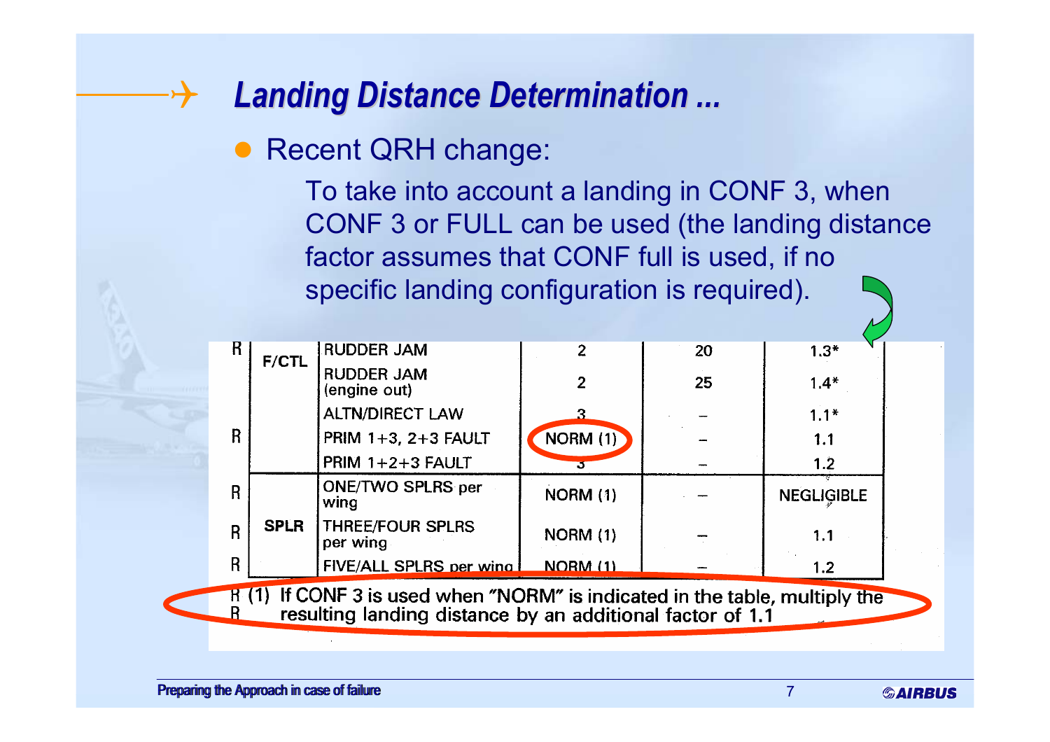## Landing Distance Determination ...

- Recent QRH change:

  To take into account a landing in CONF 3, when CONF 3 or FULL can be used (the landing distance factor assumes that CONF full is used, if no specific landing configuration is required).

| | | | | | | |
|---|---|---|---|---|---|---|
| R | F/CTL | RUDDER JAM | 2 | 20 | 1.3* |
| | | RUDDER JAM (engine out) | 2 | 25 | 1.4* |
| | | ALTN/DIRECT LAW | 3 | – | 1.1* |
| R | | PRIM 1+3, 2+3 FAULT | NORM (1) | – | 1.1 |
| | | PRIM 1+2+3 FAULT | 3 | – | 1.2 |
| R | SPLR | ONE/TWO SPLRS per wing | NORM (1) | – | NEGLIGIBLE |
| R | | THREE/FOUR SPLRS per wing | NORM (1) | – | 1.1 |
| R | | FIVE/ALL SPLRS per wing | NORM (1) | – | 1.2 |

R (1) If CONF 3 is used when "NORM" is indicated in the table, multiply the
R resulting landing distance by an additional factor of 1.1

Preparing the Approach in case of failure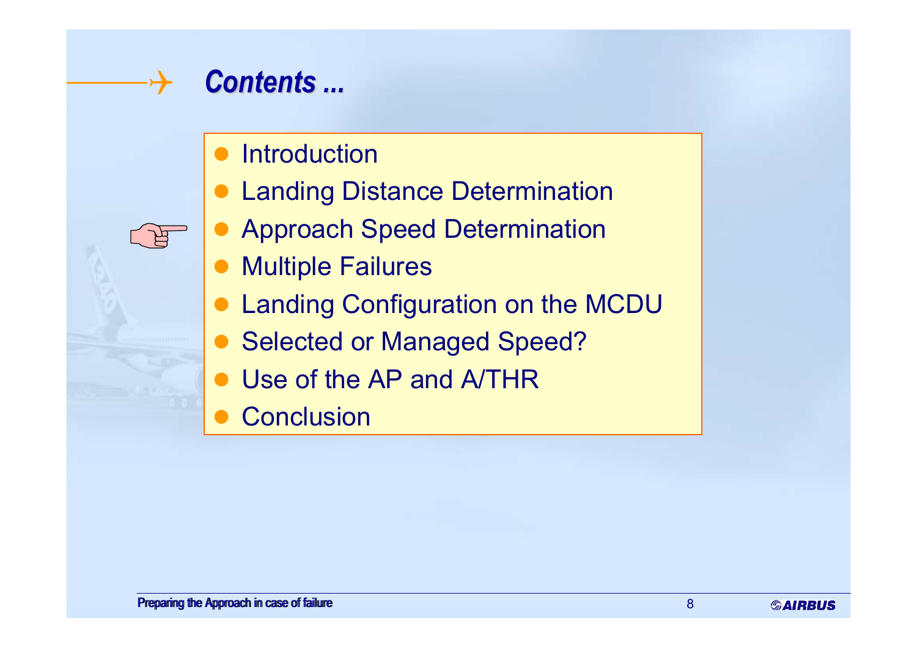## *Contents ...*

- Introduction
- Landing Distance Determination
- Approach Speed Determination
- Multiple Failures
- Landing Configuration on the MCDU
- Selected or Managed Speed?
- Use of the AP and A/THR
- Conclusion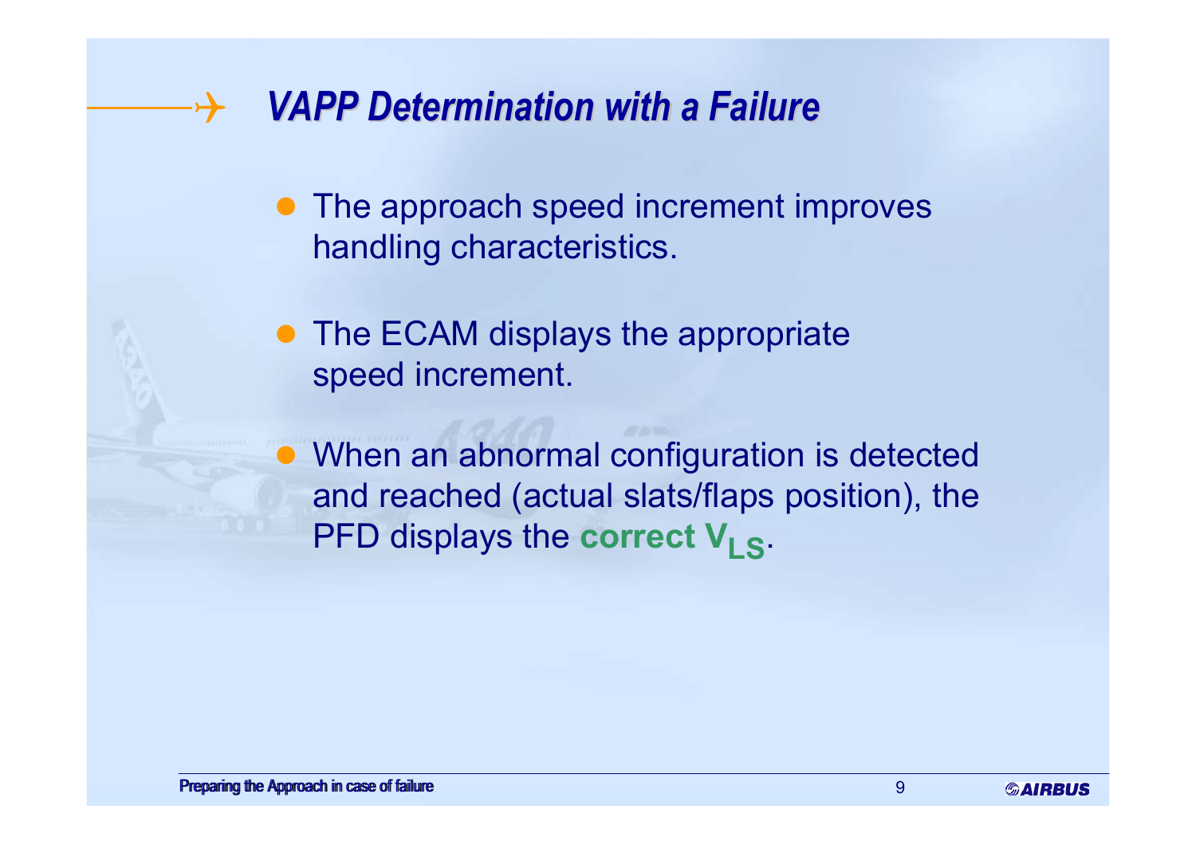## *VAPP Determination with a Failure*

- The approach speed increment improves handling characteristics.
- The ECAM displays the appropriate speed increment.
- When an abnormal configuration is detected and reached (actual slats/flaps position), the PFD displays the **correct $V_{LS}$**.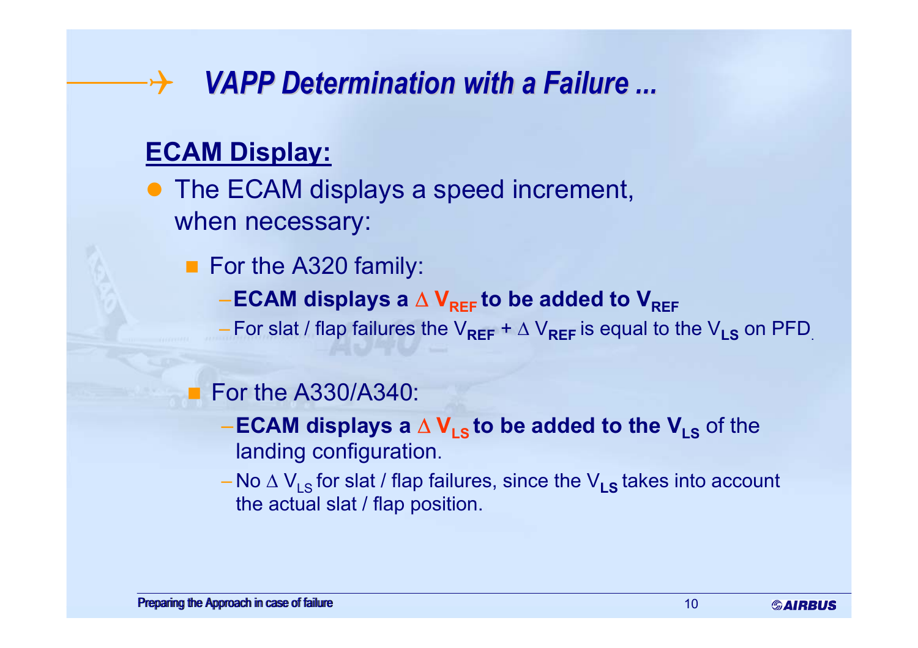# *VAPP Determination with a Failure ...*

## ECAM Display:

- The ECAM displays a speed increment, when necessary:
  - For the A320 family:
    - **ECAM displays a $\Delta V_{REF}$ to be added to $V_{REF}$**
    - For slat / flap failures the $V_{REF} + \Delta V_{REF}$ is equal to the $V_{LS}$ on PFD.
  - For the A330/A340:
    - **ECAM displays a $\Delta V_{LS}$ to be added to the $V_{LS}$** of the landing configuration.
    - No $\Delta V_{LS}$ for slat / flap failures, since the $V_{LS}$ takes into account the actual slat / flap position.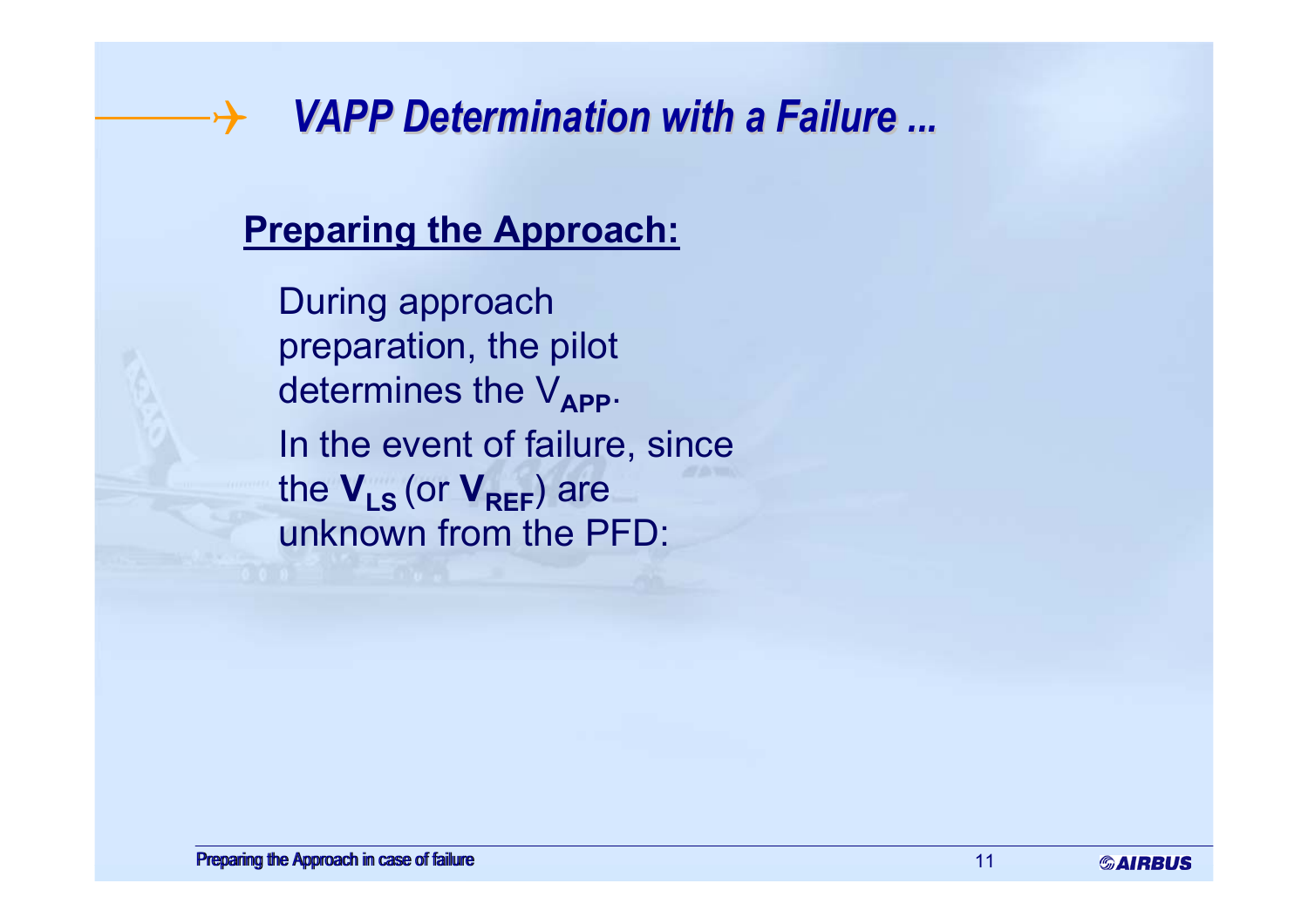# *VAPP Determination with a Failure ...*

## Preparing the Approach:

During approach preparation, the pilot determines the $V_{APP}$.

In the event of failure, since the $\mathbf{V_{LS}}$ (or $\mathbf{V_{REF}}$) are unknown from the PFD: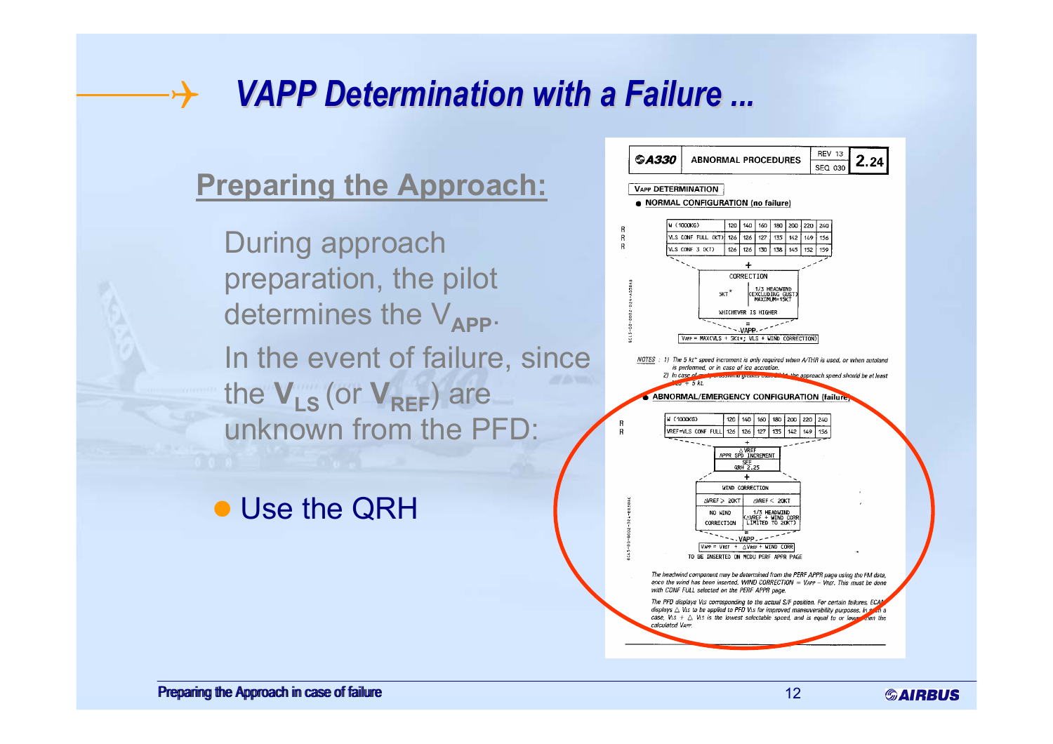# VAPP Determination with a Failure ...

## Preparing the Approach:

During approach preparation, the pilot determines the $V_{APP}$.

In the event of failure, since the $V_{LS}$ (or $V_{REF}$) are unknown from the PFD:

- Use the QRH

A330 — ABNORMAL PROCEDURES — REV 13 SEQ 030 — 2.24

**VAPP DETERMINATION**

- **NORMAL CONFIGURATION (no failure)**

| W (1000KG) | 120 | 140 | 160 | 180 | 200 | 220 | 240 |
|---|---|---|---|---|---|---|---|
| VLS CONF FULL (KT) | 126 | 126 | 127 | 135 | 142 | 149 | 156 |
| VLS CONF 3 (KT) | 126 | 126 | 130 | 138 | 145 | 152 | 159 |

\+

CORRECTION: 5KT* / 1/3 HEADWIND (EXCLUDING GUST) MAXIMUM=15KT — WHICHEVER IS HIGHER

= VAPP

VAPP = MAX(VLS + 5Kt*; VLS + WIND CORRECTION)

NOTES : 1) The 5 kt* speed increment is only required when A/THR is used, or when autoland is performed, or in case of ice accretion.
2) In case of ... the approach speed should be at least ... + 5 kt.

- **ABNORMAL/EMERGENCY CONFIGURATION (failure)**

| W (1000KG) | 120 | 140 | 160 | 180 | 200 | 220 | 240 |
|---|---|---|---|---|---|---|---|
| VREF=VLS CONF FULL | 126 | 126 | 127 | 135 | 142 | 149 | 156 |

\+

△ VREF APPR SPD INCREMENT SEE QRH 2.25

\+

WIND CORRECTION

| △VREF ≥ 20KT | △VREF < 20KT |
|---|---|
| NO WIND CORRECTION | 1/3 HEADWIND (△VREF + WIND CORR LIMITED TO 20KT) |

= VAPP

VAPP = VREF + △VREF + WIND CORR

TO BE INSERTED ON MCDU PERF APPR PAGE

The headwind component may be determined from the PERF APPR page using the FM data, once the wind has been inserted. WIND CORRECTION = VAPP – VREF. This must be done with CONF FULL selected on the PERF APPR page.

The PFD displays VLS corresponding to the actual S/F position. For certain failures, ECAM displays △ VLS to be applied to PFD VLS for improved maneuverability purposes. In such a case, VLS + △ VLS is the lowest selectable speed, and is equal to or lower than the calculated VAPP.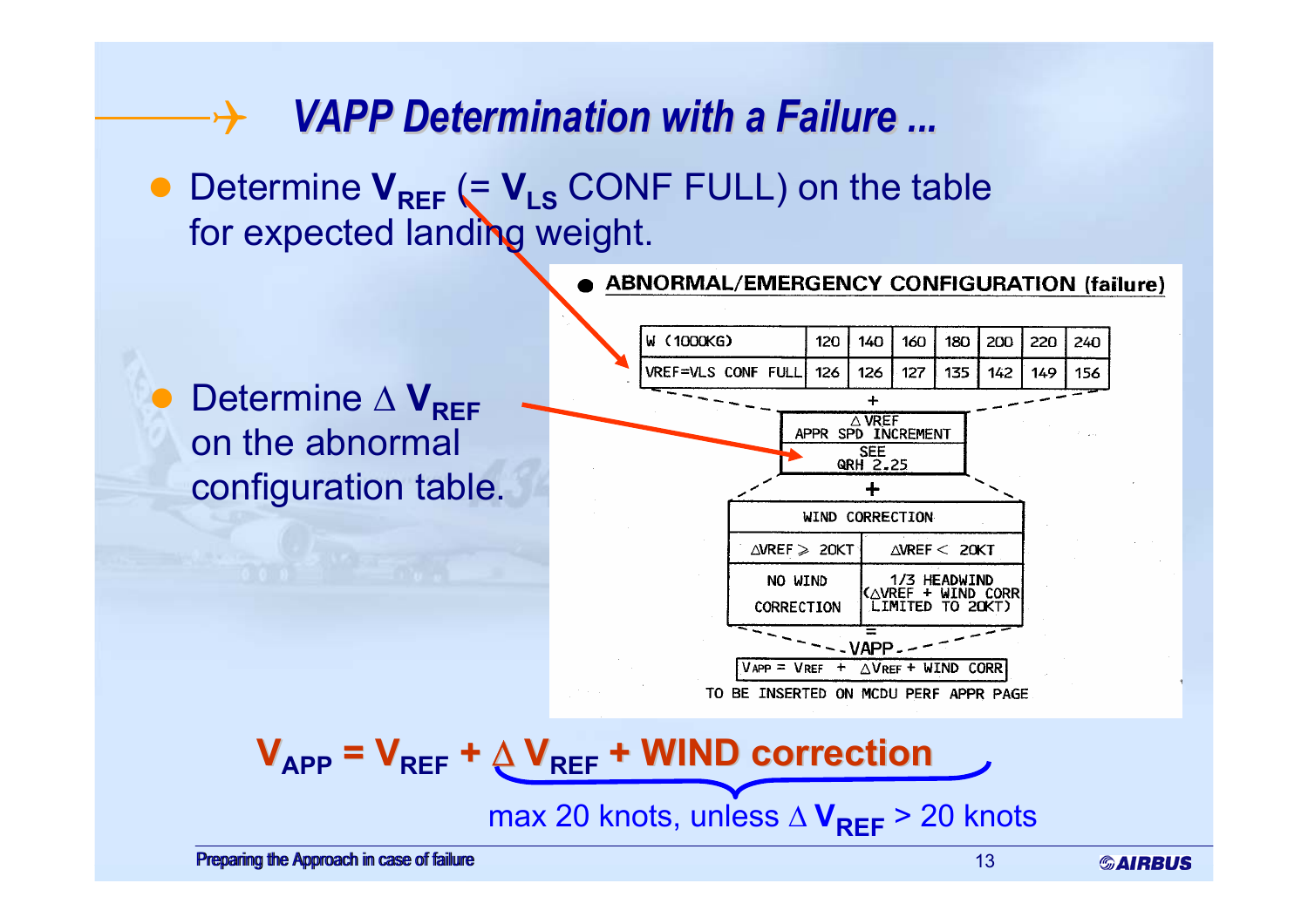# VAPP Determination with a Failure ...

- Determine $V_{REF}$ (= $V_{LS}$ CONF FULL) on the table for expected landing weight.

- Determine $\Delta V_{REF}$ on the abnormal configuration table.

**ABNORMAL/EMERGENCY CONFIGURATION (failure)**

| W (1000KG) | 120 | 140 | 160 | 180 | 200 | 220 | 240 |
|---|---|---|---|---|---|---|---|
| VREF=VLS CONF FULL | 126 | 126 | 127 | 135 | 142 | 149 | 156 |

\+

| ∆ VREF APPR SPD INCREMENT |
|---|
| SEE QRH 2.25 |

\+

| WIND CORRECTION | |
|---|---|
| ∆VREF ≥ 20KT | ∆VREF < 20KT |
| NO WIND CORRECTION | 1/3 HEADWIND (∆VREF + WIND CORR LIMITED TO 20KT) |

= VAPP

VAPP = VREF + ∆VREF + WIND CORR

TO BE INSERTED ON MCDU PERF APPR PAGE

$$V_{APP} = V_{REF} + \Delta V_{REF} + \text{WIND correction}$$

max 20 knots, unless $\Delta V_{REF}$ > 20 knots

Preparing the Approach in case of failure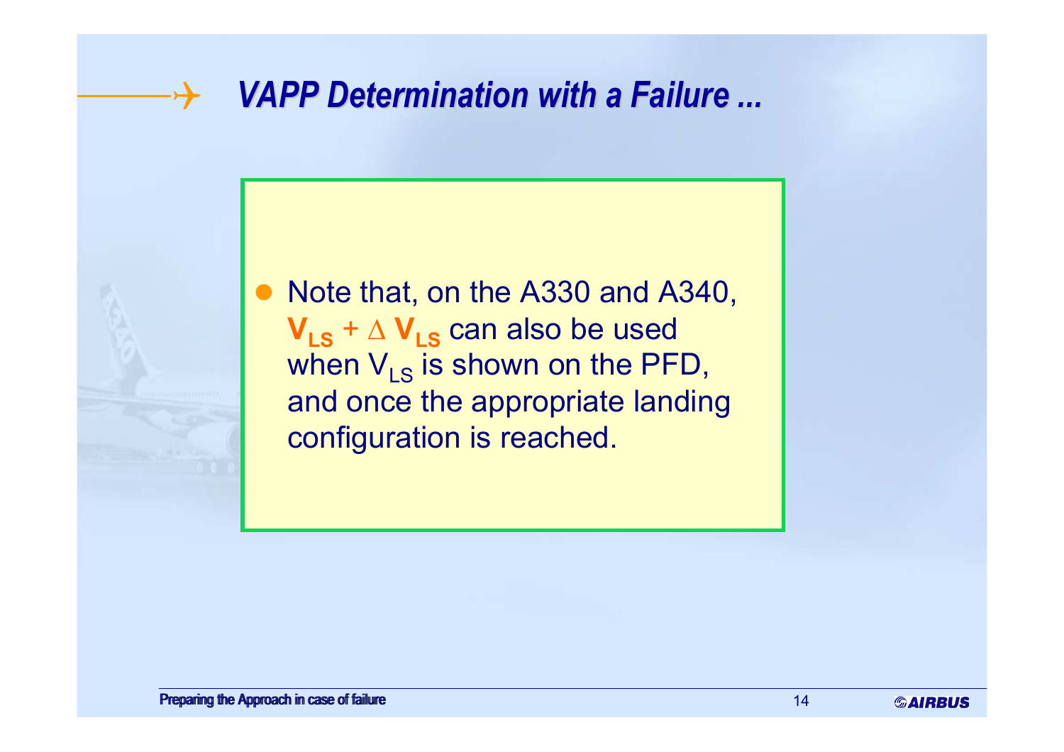## *VAPP Determination with a Failure ...*

- Note that, on the A330 and A340, **$V_{LS} + \Delta V_{LS}$** can also be used when $V_{LS}$ is shown on the PFD, and once the appropriate landing configuration is reached.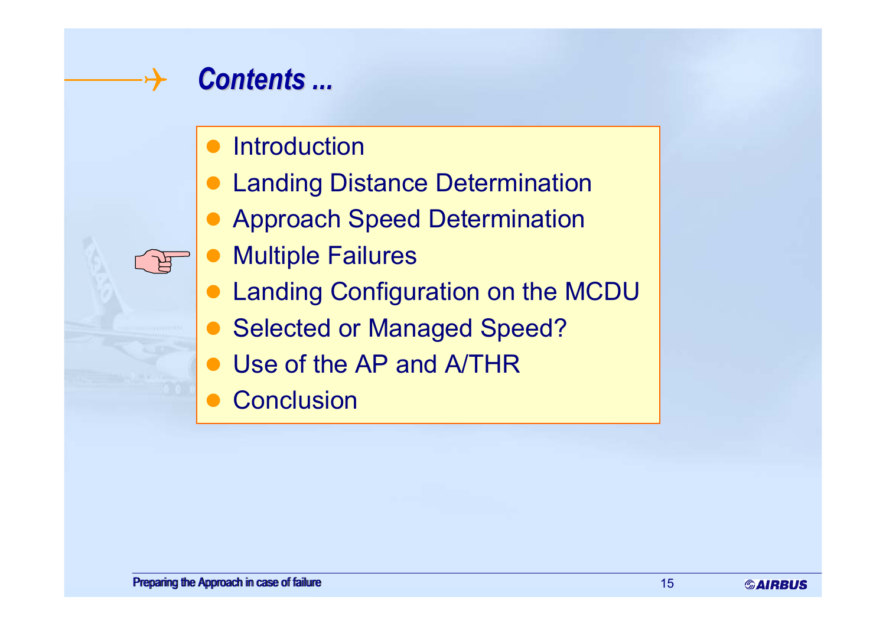# *Contents ...*

- Introduction
- Landing Distance Determination
- Approach Speed Determination
- Multiple Failures
- Landing Configuration on the MCDU
- Selected or Managed Speed?
- Use of the AP and A/THR
- Conclusion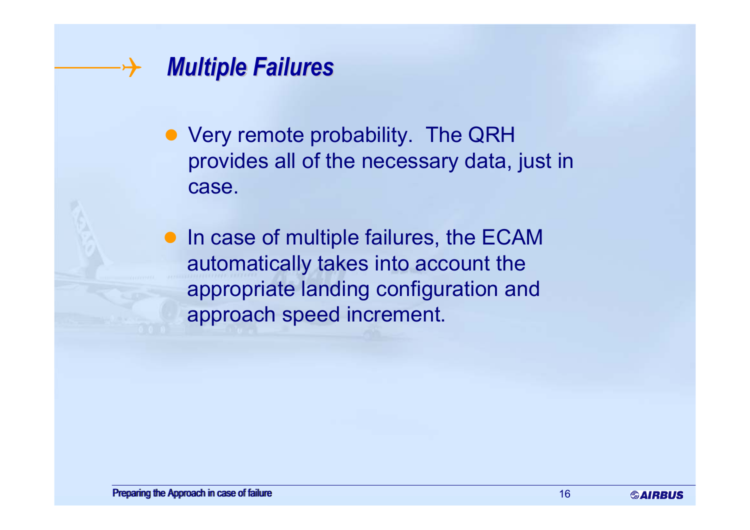## *Multiple Failures*

- Very remote probability. The QRH provides all of the necessary data, just in case.
- In case of multiple failures, the ECAM automatically takes into account the appropriate landing configuration and approach speed increment.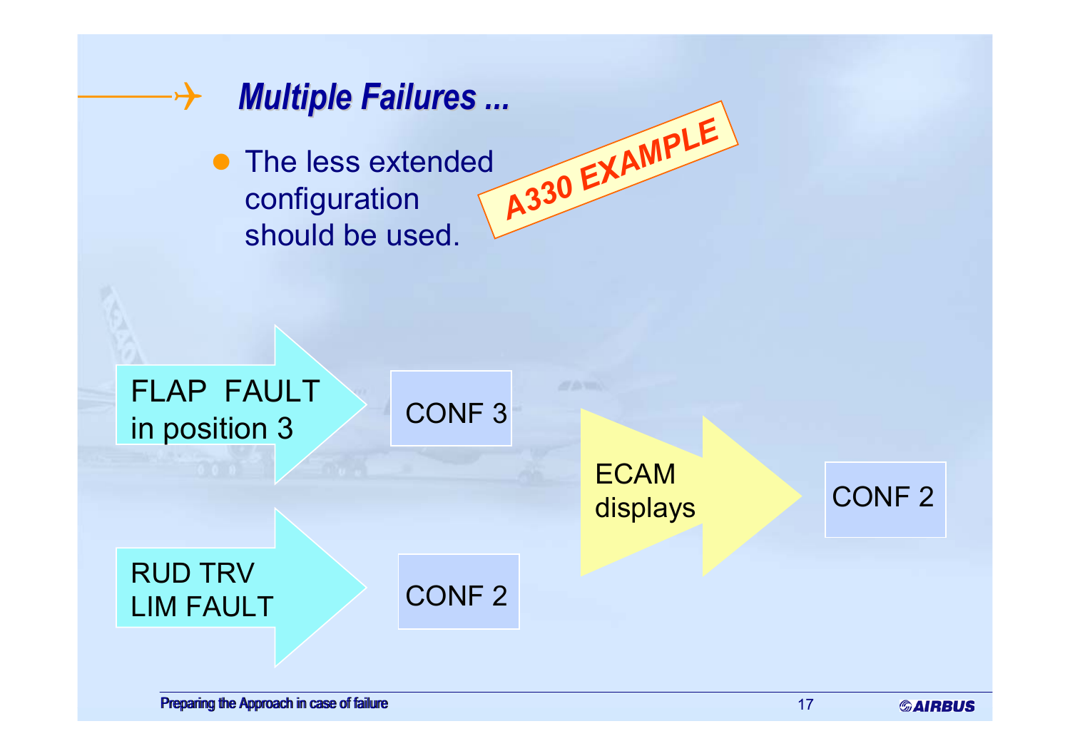## *Multiple Failures ...*

- The less extended configuration should be used.

*A330 EXAMPLE*

FLAP FAULT in position 3

CONF 3

RUD TRV LIM FAULT

CONF 2

ECAM displays

CONF 2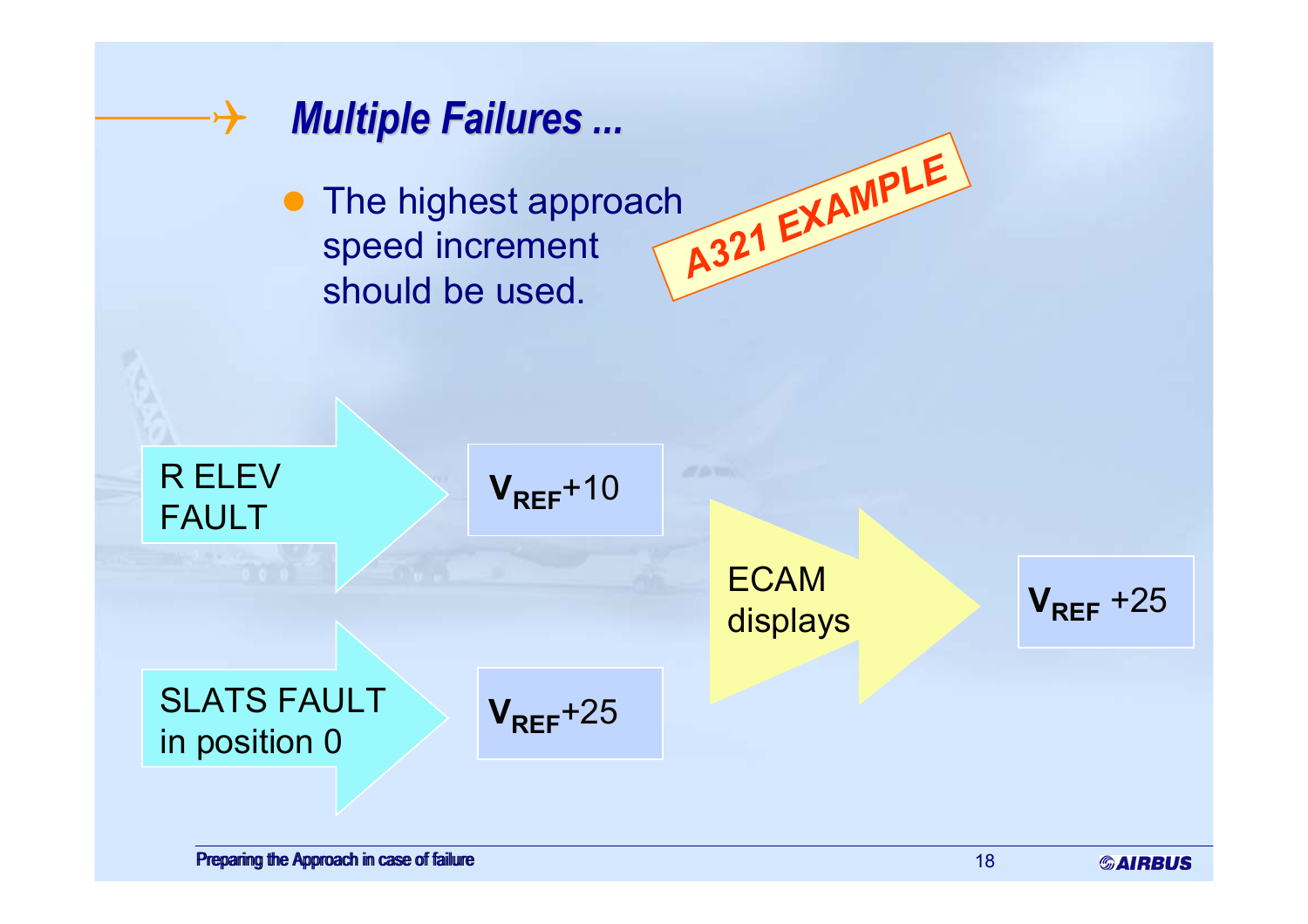## *Multiple Failures ...*

- The highest approach speed increment should be used.

***A321 EXAMPLE***

R ELEV FAULT

$V_{REF}$+10

SLATS FAULT in position 0

$V_{REF}$+25

ECAM displays

$V_{REF}$ +25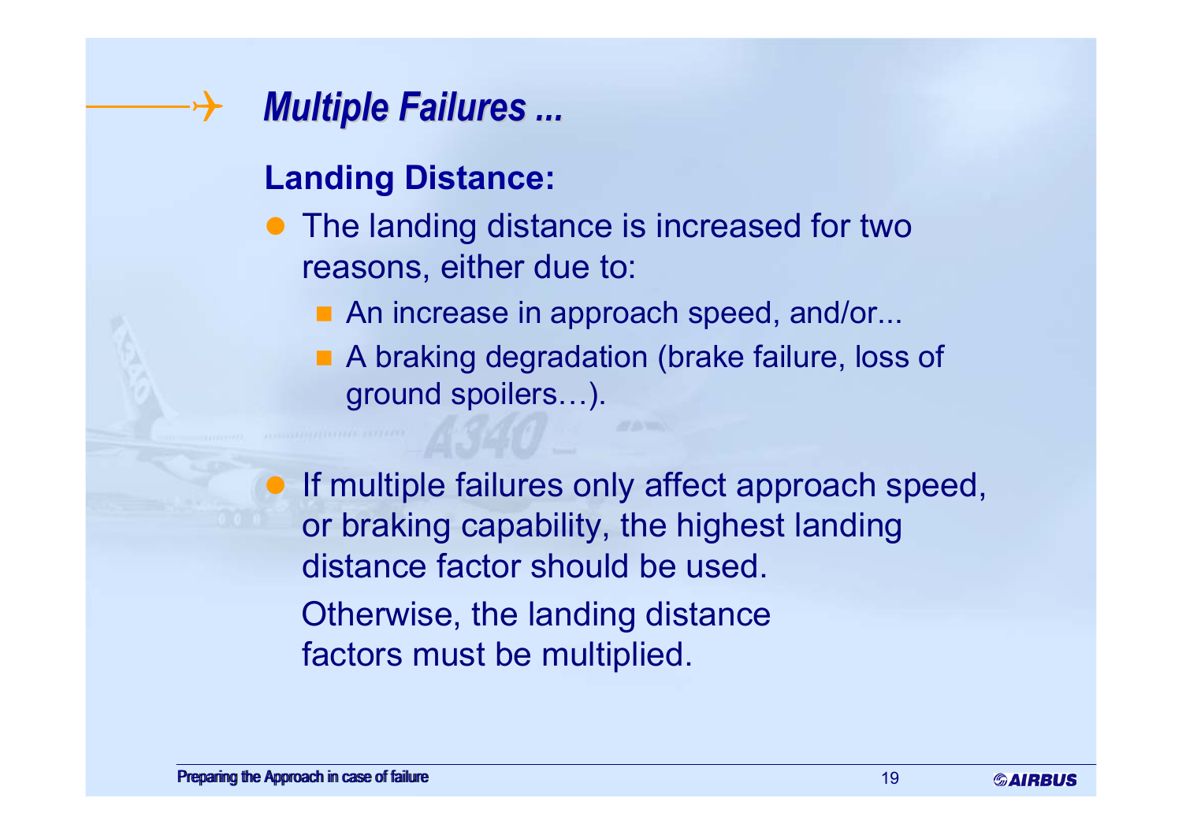# *Multiple Failures ...*

## Landing Distance:

- The landing distance is increased for two reasons, either due to:
  - An increase in approach speed, and/or...
  - A braking degradation (brake failure, loss of ground spoilers…).

- If multiple failures only affect approach speed, or braking capability, the highest landing distance factor should be used.

  Otherwise, the landing distance factors must be multiplied.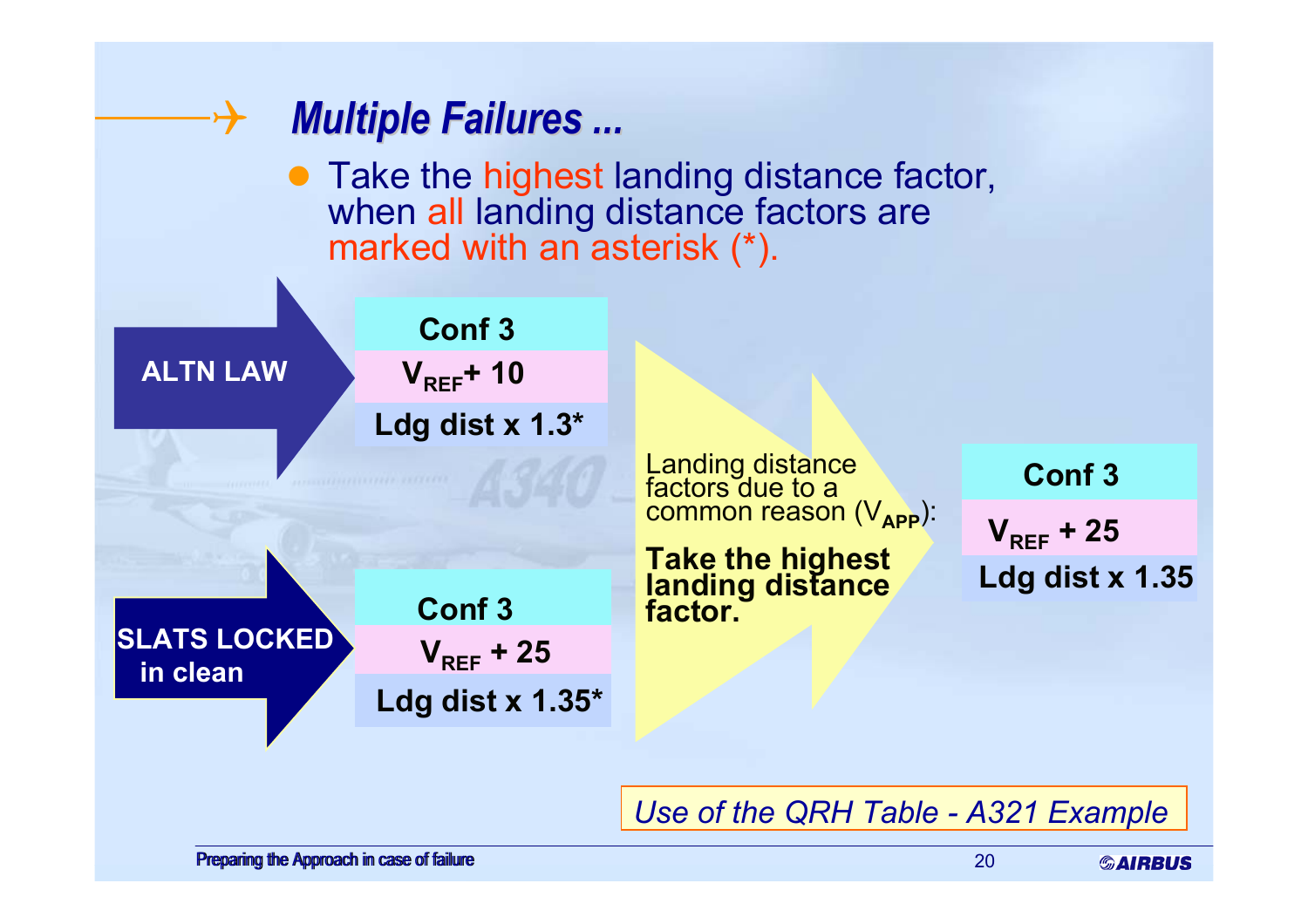## *Multiple Failures ...*

- Take the highest landing distance factor, when all landing distance factors are marked with an asterisk (*).

**ALTN LAW**

| **Conf 3** |
|---|
| **$V_{REF}$ + 10** |
| **Ldg dist x 1.3*** |

**SLATS LOCKED in clean**

| **Conf 3** |
|---|
| **$V_{REF}$ + 25** |
| **Ldg dist x 1.35*** |

Landing distance factors due to a common reason ($V_{APP}$):

**Take the highest landing distance factor.**

| **Conf 3** |
|---|
| **$V_{REF}$ + 25** |
| **Ldg dist x 1.35** |

*Use of the QRH Table - A321 Example*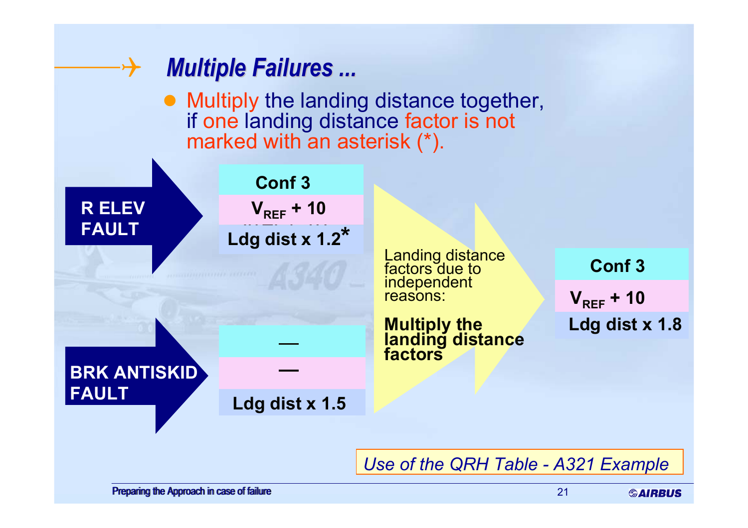## Multiple Failures ...

- Multiply the landing distance together, if one landing distance factor is not marked with an asterisk (*).

**R ELEV FAULT**

| |
|---|
| **Conf 3** |
| **$V_{REF}$ + 10** |
| **Ldg dist x 1.2*** |

**BRK ANTISKID FAULT**

| |
|---|
| — |
| — |
| **Ldg dist x 1.5** |

Landing distance factors due to independent reasons:

**Multiply the landing distance factors**

| |
|---|
| **Conf 3** |
| **$V_{REF}$ + 10** |
| **Ldg dist x 1.8** |

*Use of the QRH Table - A321 Example*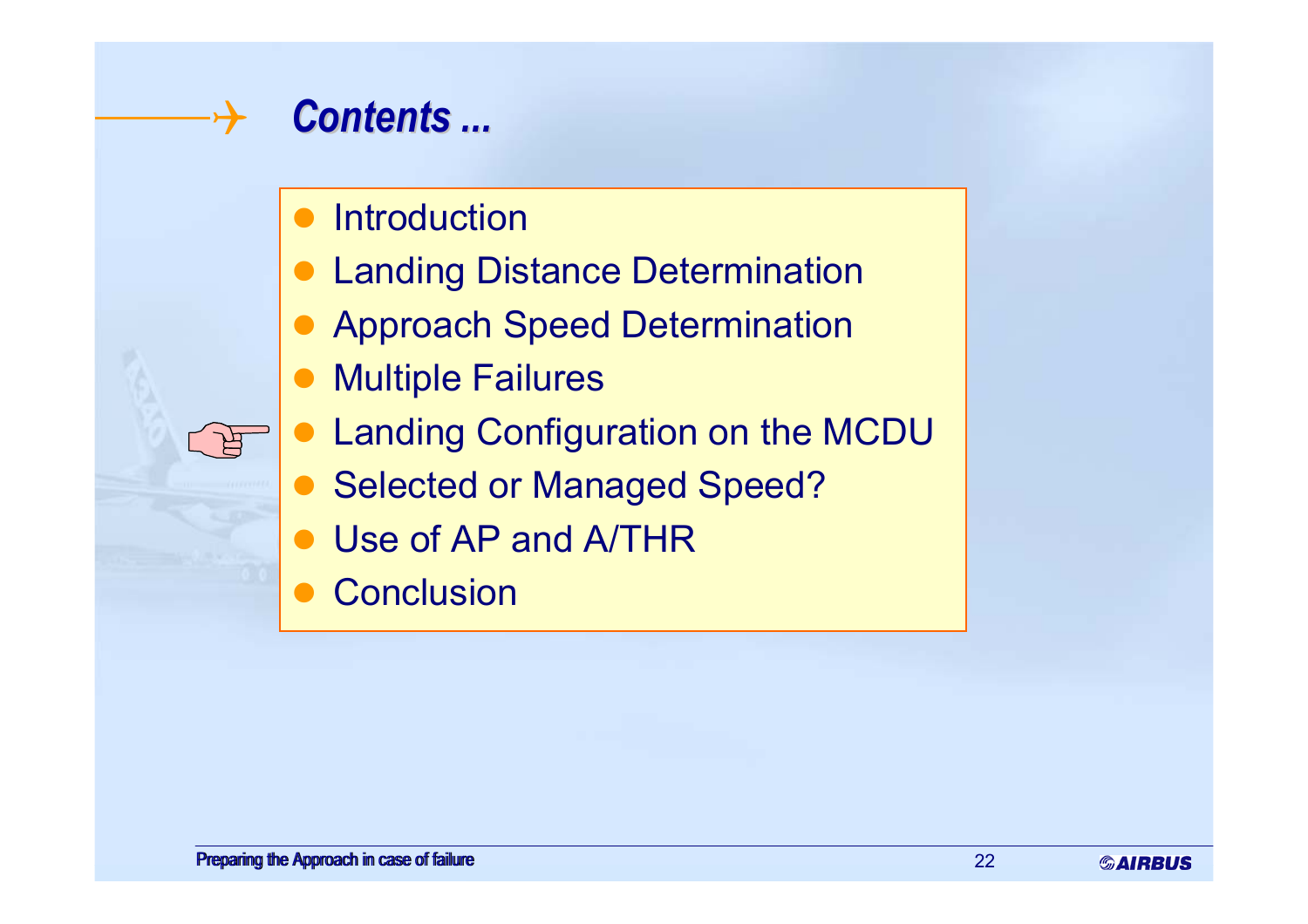## *Contents ...*

- Introduction
- Landing Distance Determination
- Approach Speed Determination
- Multiple Failures
- Landing Configuration on the MCDU
- Selected or Managed Speed?
- Use of AP and A/THR
- Conclusion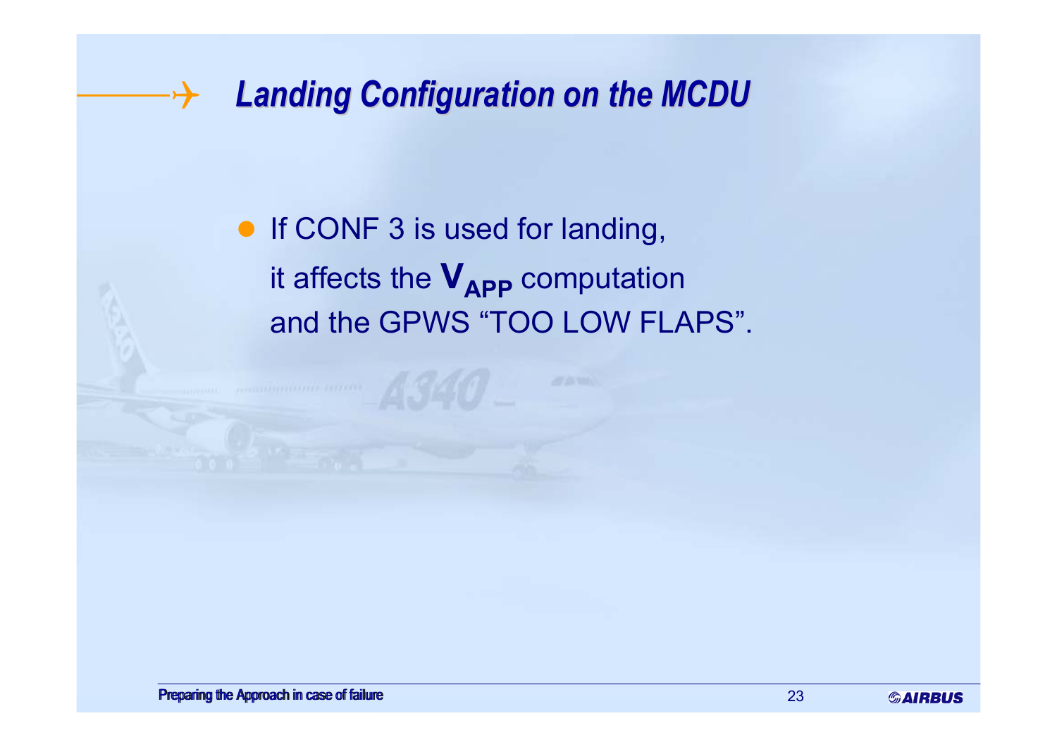## *Landing Configuration on the MCDU*

- If CONF 3 is used for landing, it affects the **$V_{APP}$** computation and the GPWS “TOO LOW FLAPS”.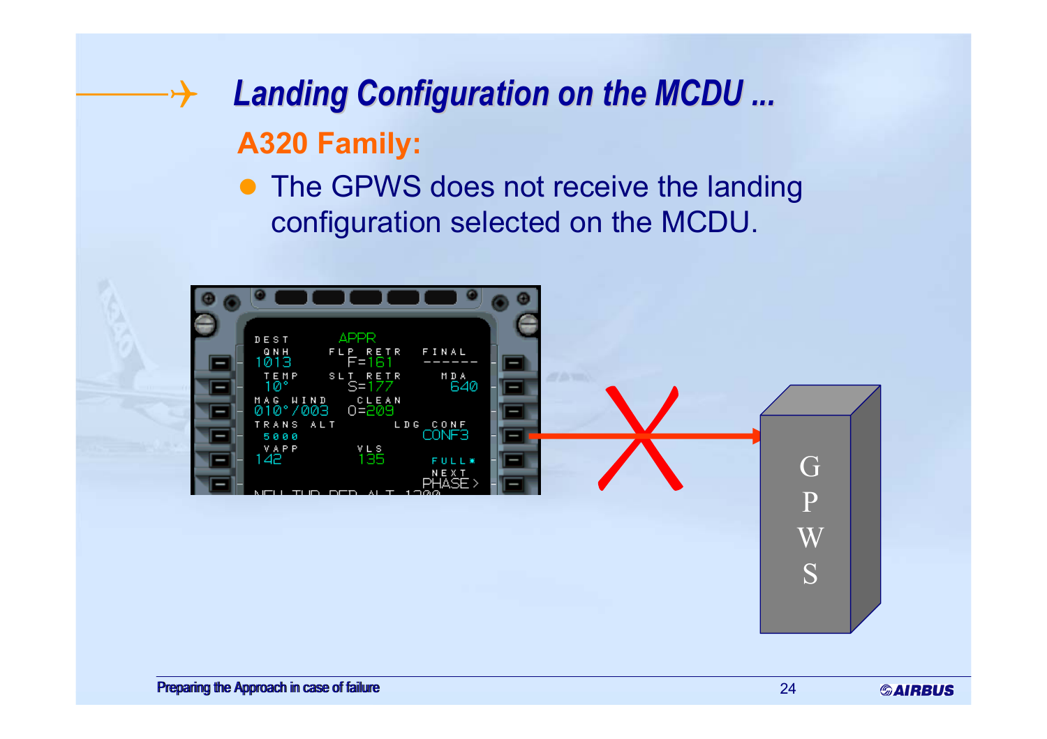# Landing Configuration on the MCDU ...

## A320 Family:

- The GPWS does not receive the landing configuration selected on the MCDU.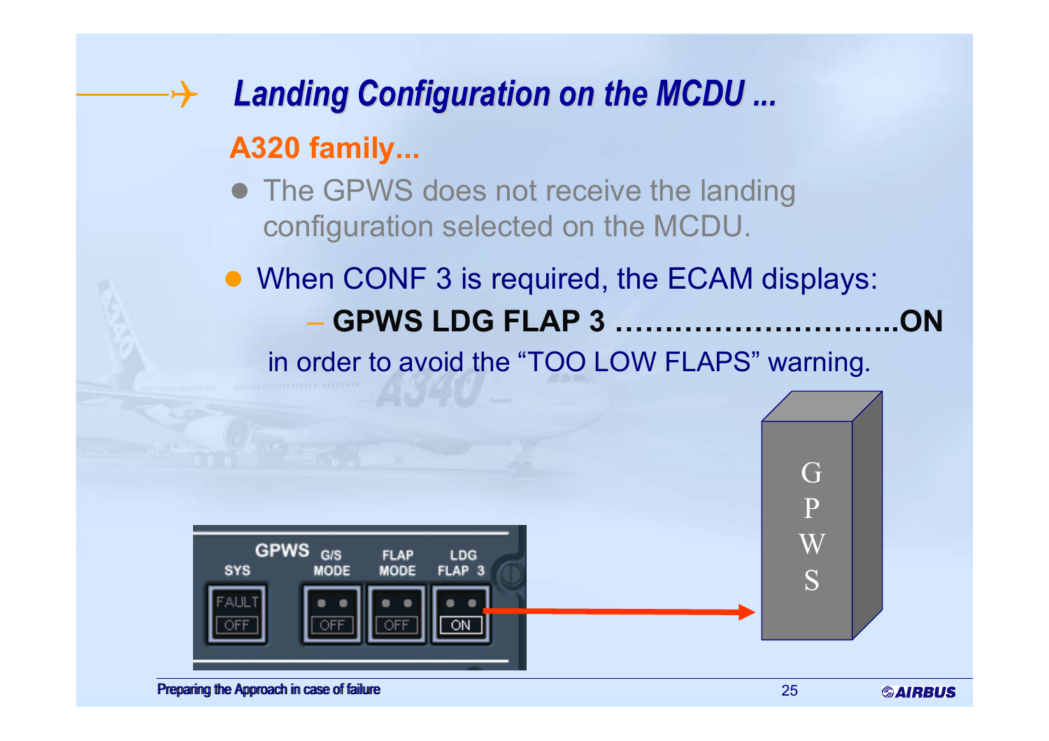# Landing Configuration on the MCDU ...

## A320 family...

- The GPWS does not receive the landing configuration selected on the MCDU.

- When CONF 3 is required, the ECAM displays:
  - **GPWS LDG FLAP 3 ………………………..ON**

  in order to avoid the “TOO LOW FLAPS” warning.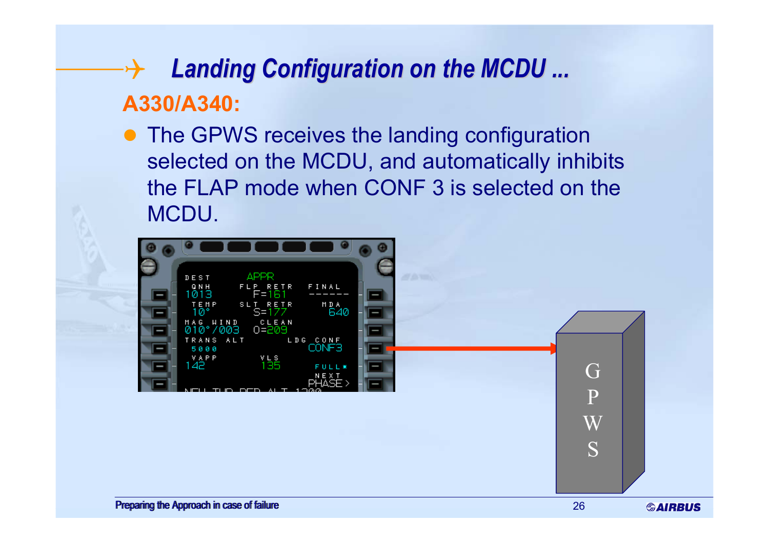# Landing Configuration on the MCDU ...

## A330/A340:

- The GPWS receives the landing configuration selected on the MCDU, and automatically inhibits the FLAP mode when CONF 3 is selected on the MCDU.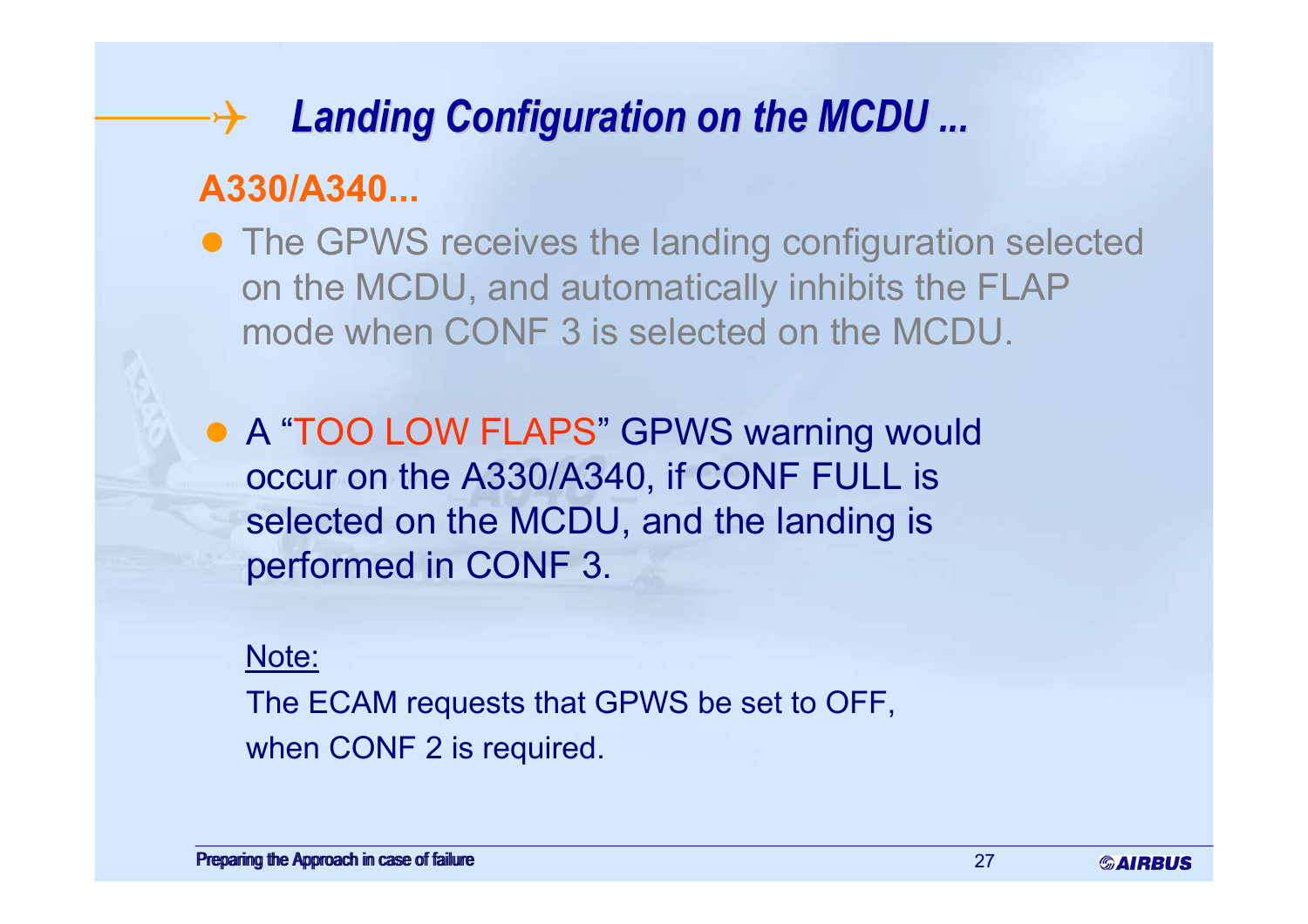## Landing Configuration on the MCDU ...

### A330/A340...

- The GPWS receives the landing configuration selected on the MCDU, and automatically inhibits the FLAP mode when CONF 3 is selected on the MCDU.

- A “TOO LOW FLAPS” GPWS warning would occur on the A330/A340, if CONF FULL is selected on the MCDU, and the landing is performed in CONF 3.

Note:

The ECAM requests that GPWS be set to OFF, when CONF 2 is required.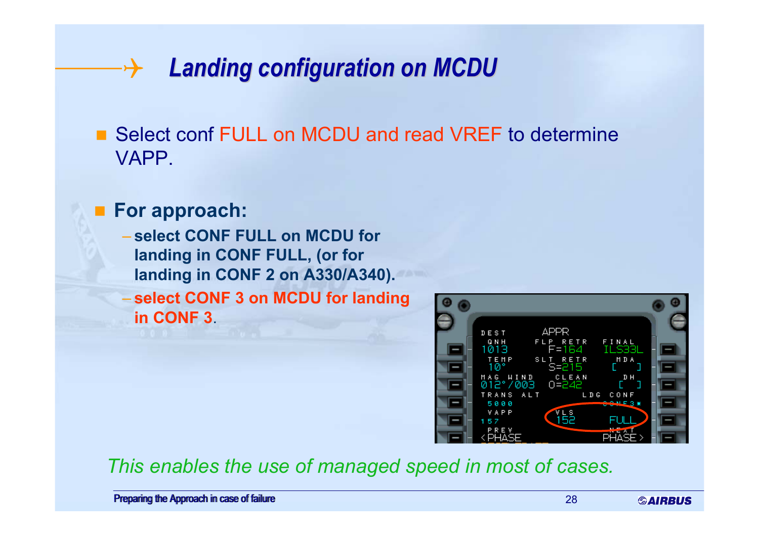# Landing configuration on MCDU

- Select conf FULL on MCDU and read VREF to determine VAPP.

- **For approach:**
  - **select CONF FULL on MCDU for landing in CONF FULL, (or for landing in CONF 2 on A330/A340).**
  - **select CONF 3 on MCDU for landing in CONF 3**.

*This enables the use of managed speed in most of cases.*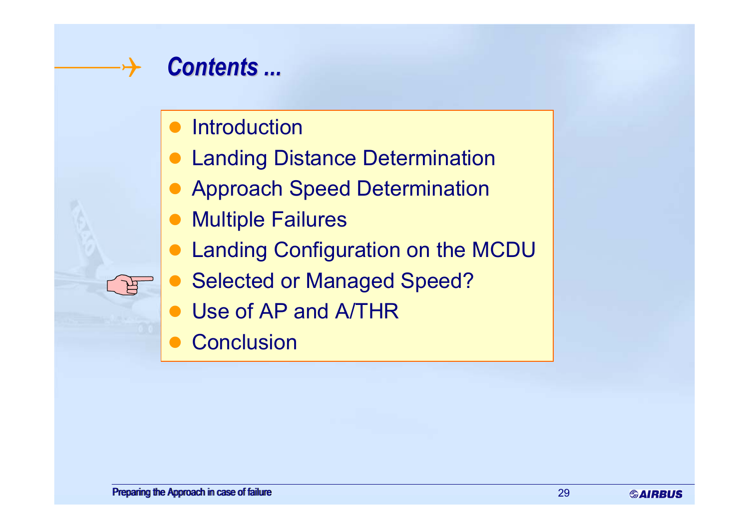# *Contents ...*

- Introduction
- Landing Distance Determination
- Approach Speed Determination
- Multiple Failures
- Landing Configuration on the MCDU
- Selected or Managed Speed?
- Use of AP and A/THR
- Conclusion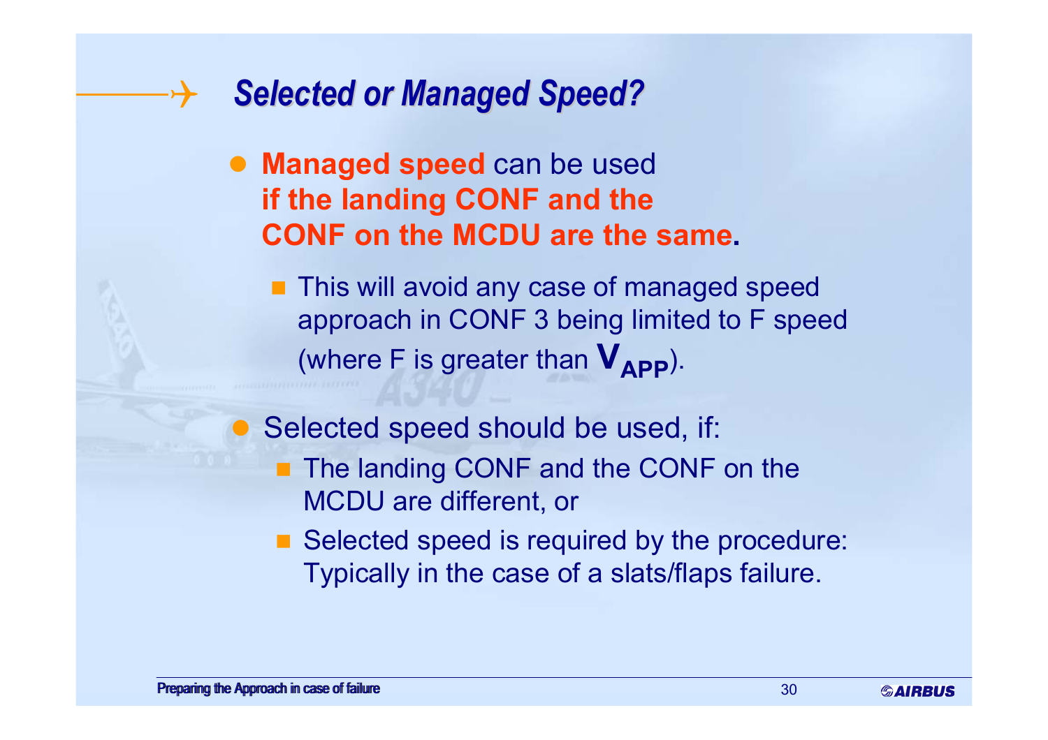## Selected or Managed Speed?

- **Managed speed** can be used **if the landing CONF and the CONF on the MCDU are the same.**
  - This will avoid any case of managed speed approach in CONF 3 being limited to F speed (where F is greater than $V_{APP}$).

- Selected speed should be used, if:
  - The landing CONF and the CONF on the MCDU are different, or
  - Selected speed is required by the procedure: Typically in the case of a slats/flaps failure.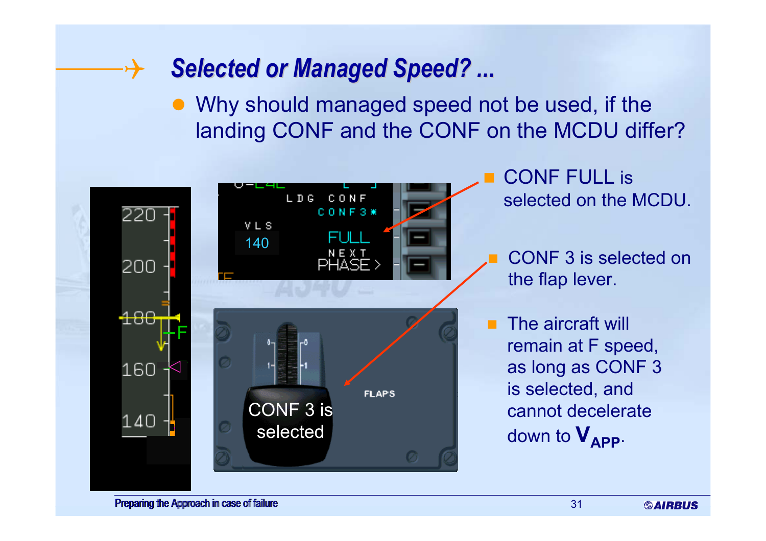## *Selected or Managed Speed? ...*

- Why should managed speed not be used, if the landing CONF and the CONF on the MCDU differ?

- CONF FULL is selected on the MCDU.
- CONF 3 is selected on the flap lever.
- The aircraft will remain at F speed, as long as CONF 3 is selected, and cannot decelerate down to $\mathbf{V}_{\mathbf{APP}}$.

CONF 3 is selected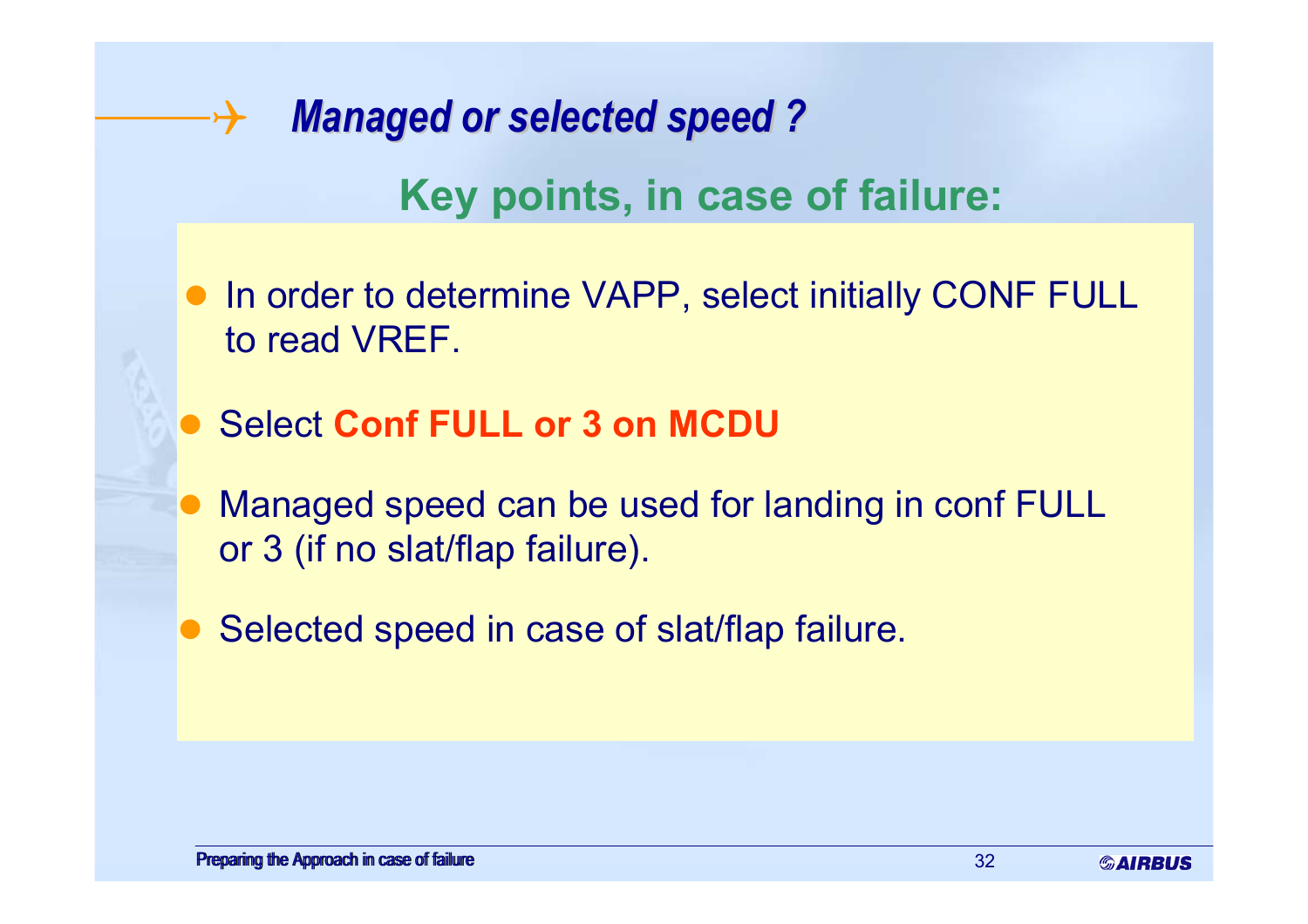## *Managed or selected speed ?*

### Key points, in case of failure:

- In order to determine VAPP, select initially CONF FULL to read VREF.
- Select **Conf FULL or 3 on MCDU**
- Managed speed can be used for landing in conf FULL or 3 (if no slat/flap failure).
- Selected speed in case of slat/flap failure.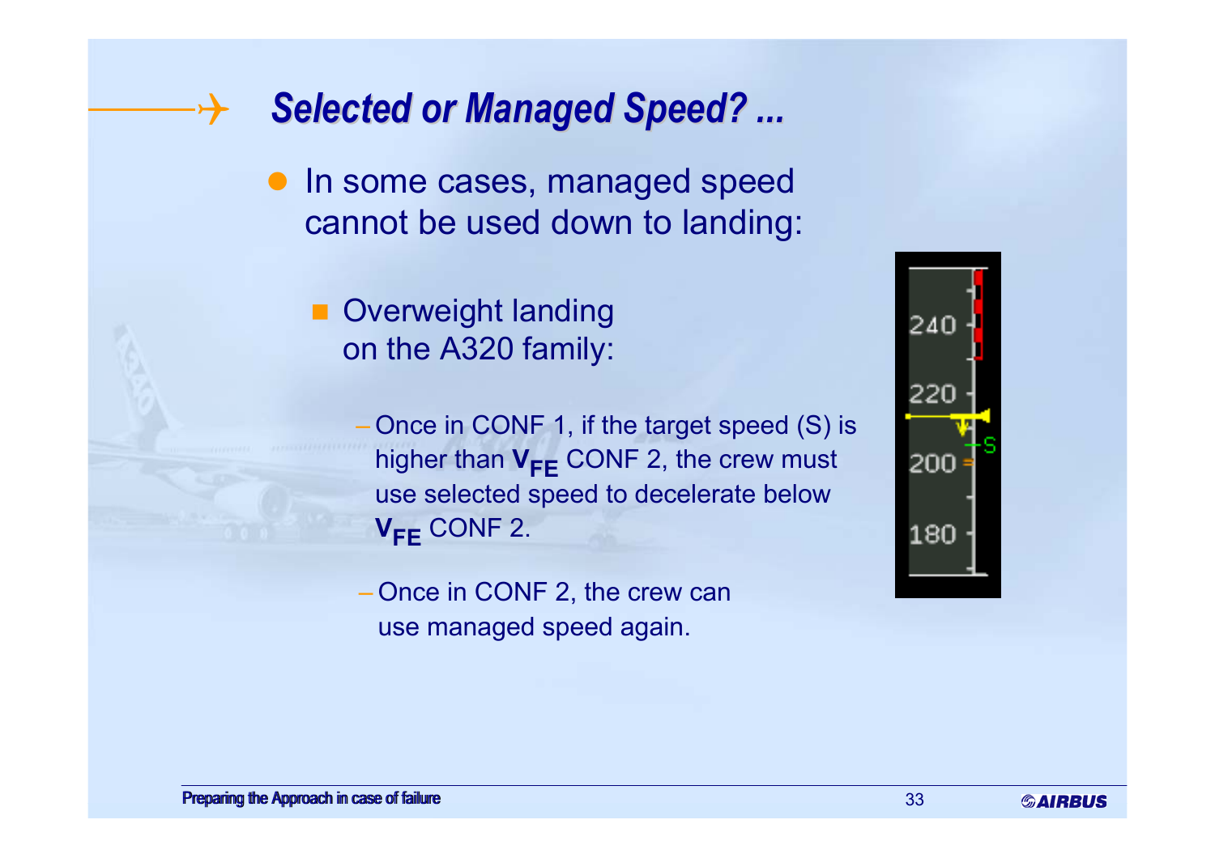## *Selected or Managed Speed? ...*

- In some cases, managed speed cannot be used down to landing:
  - Overweight landing on the A320 family:
    - Once in CONF 1, if the target speed (S) is higher than $\mathbf{V_{FE}}$ CONF 2, the crew must use selected speed to decelerate below $\mathbf{V_{FE}}$ CONF 2.
    - Once in CONF 2, the crew can use managed speed again.

240
220
S
200
180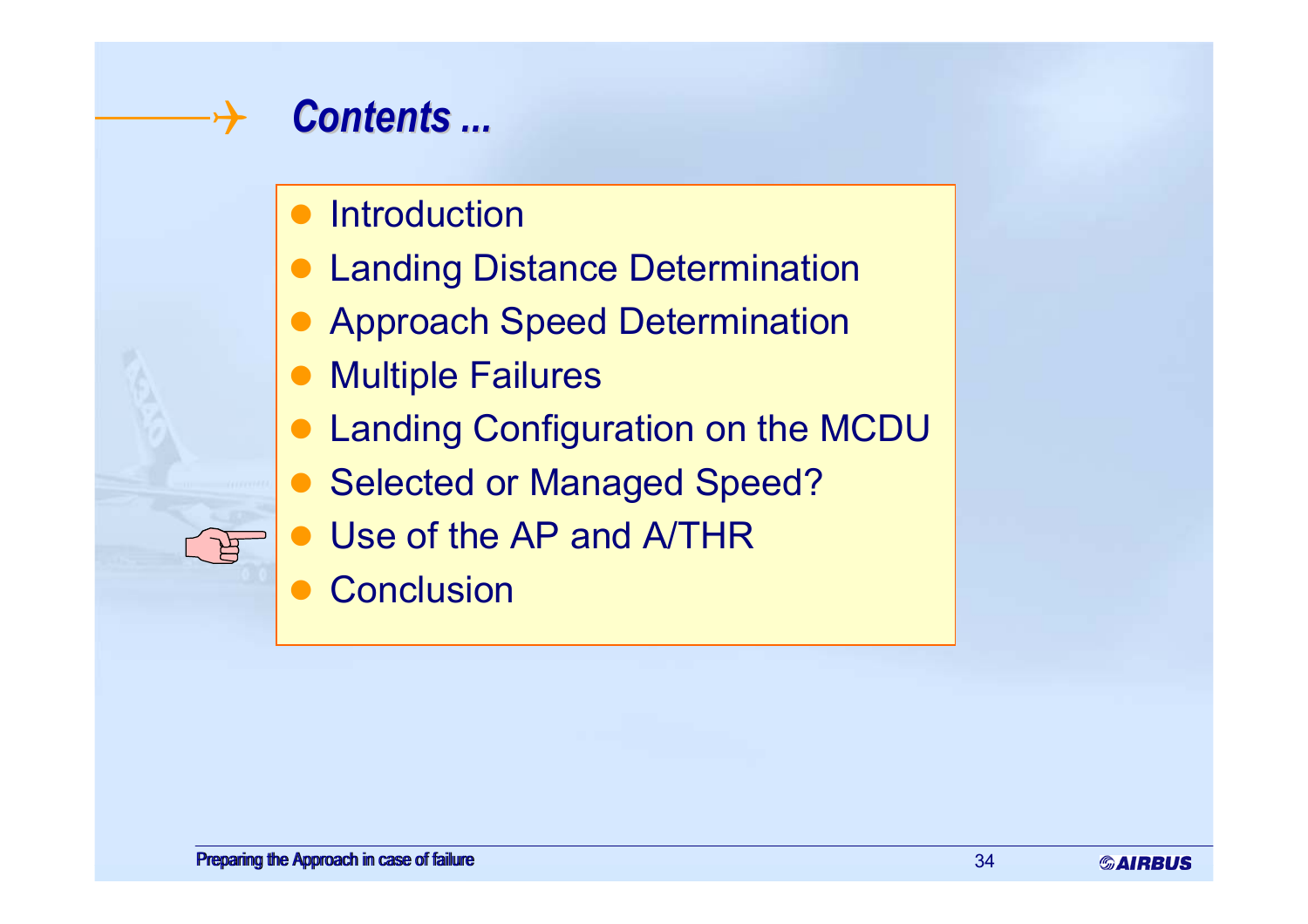# Contents ...

- Introduction
- Landing Distance Determination
- Approach Speed Determination
- Multiple Failures
- Landing Configuration on the MCDU
- Selected or Managed Speed?
- Use of the AP and A/THR
- Conclusion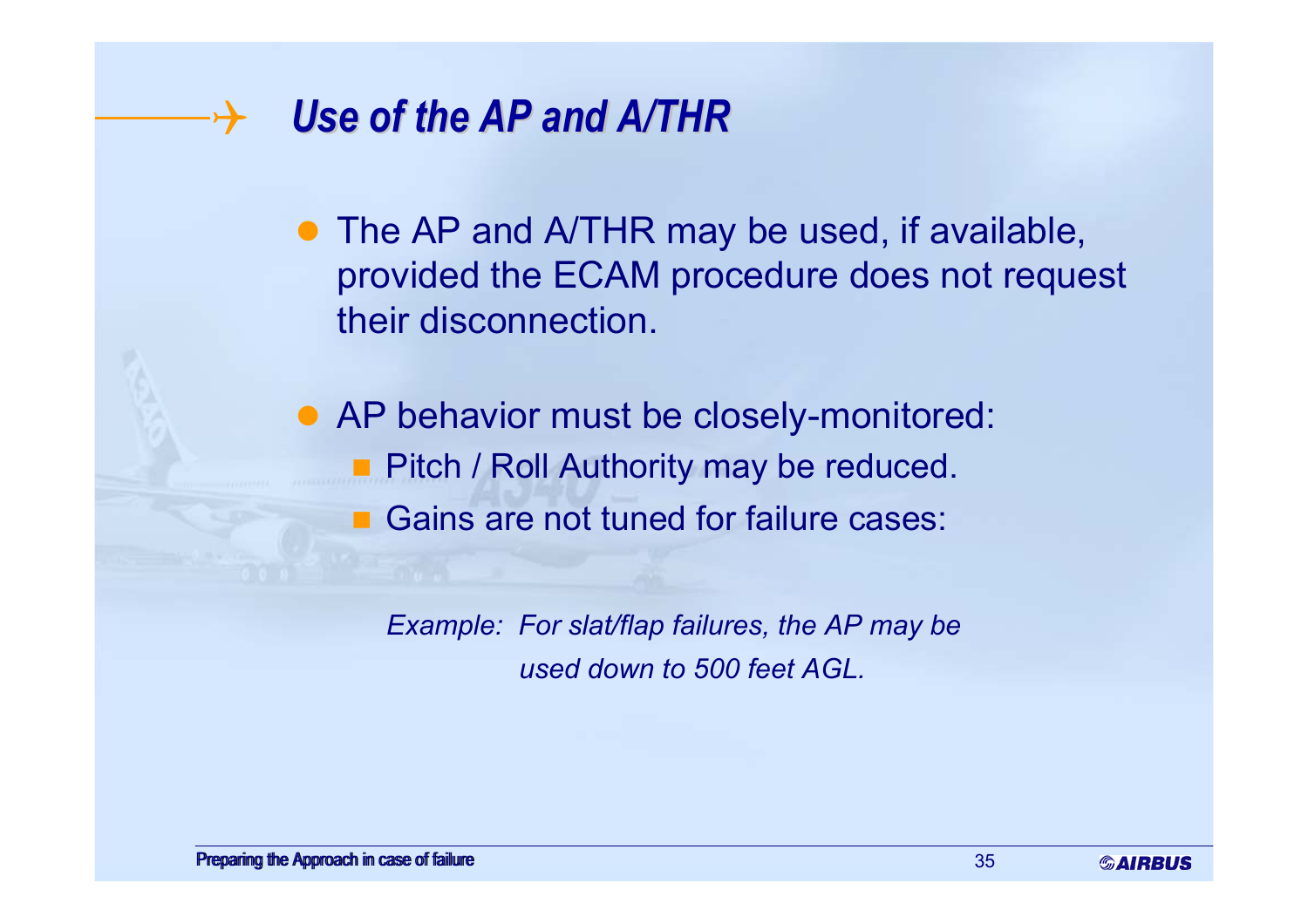## *Use of the AP and A/THR*

- The AP and A/THR may be used, if available, provided the ECAM procedure does not request their disconnection.

- AP behavior must be closely-monitored:
  - Pitch / Roll Authority may be reduced.
  - Gains are not tuned for failure cases:

    *Example: For slat/flap failures, the AP may be used down to 500 feet AGL.*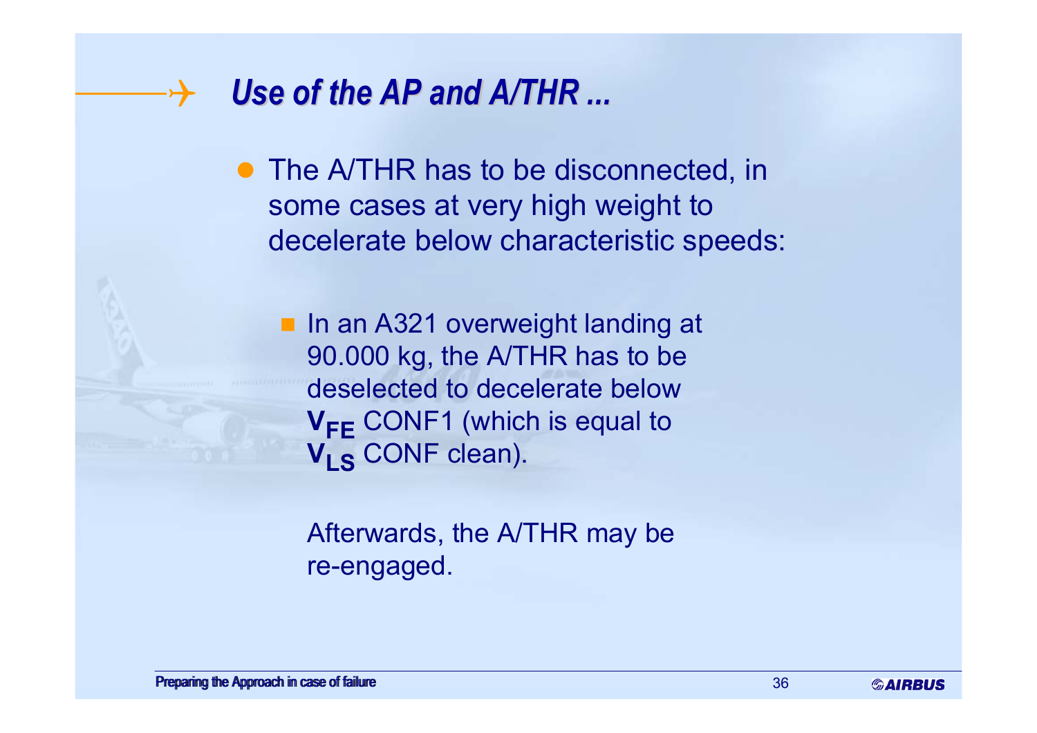## *Use of the AP and A/THR ...*

- The A/THR has to be disconnected, in some cases at very high weight to decelerate below characteristic speeds:

  - In an A321 overweight landing at 90.000 kg, the A/THR has to be deselected to decelerate below $\mathbf{V_{FE}}$ CONF1 (which is equal to $\mathbf{V_{LS}}$ CONF clean).

    Afterwards, the A/THR may be re-engaged.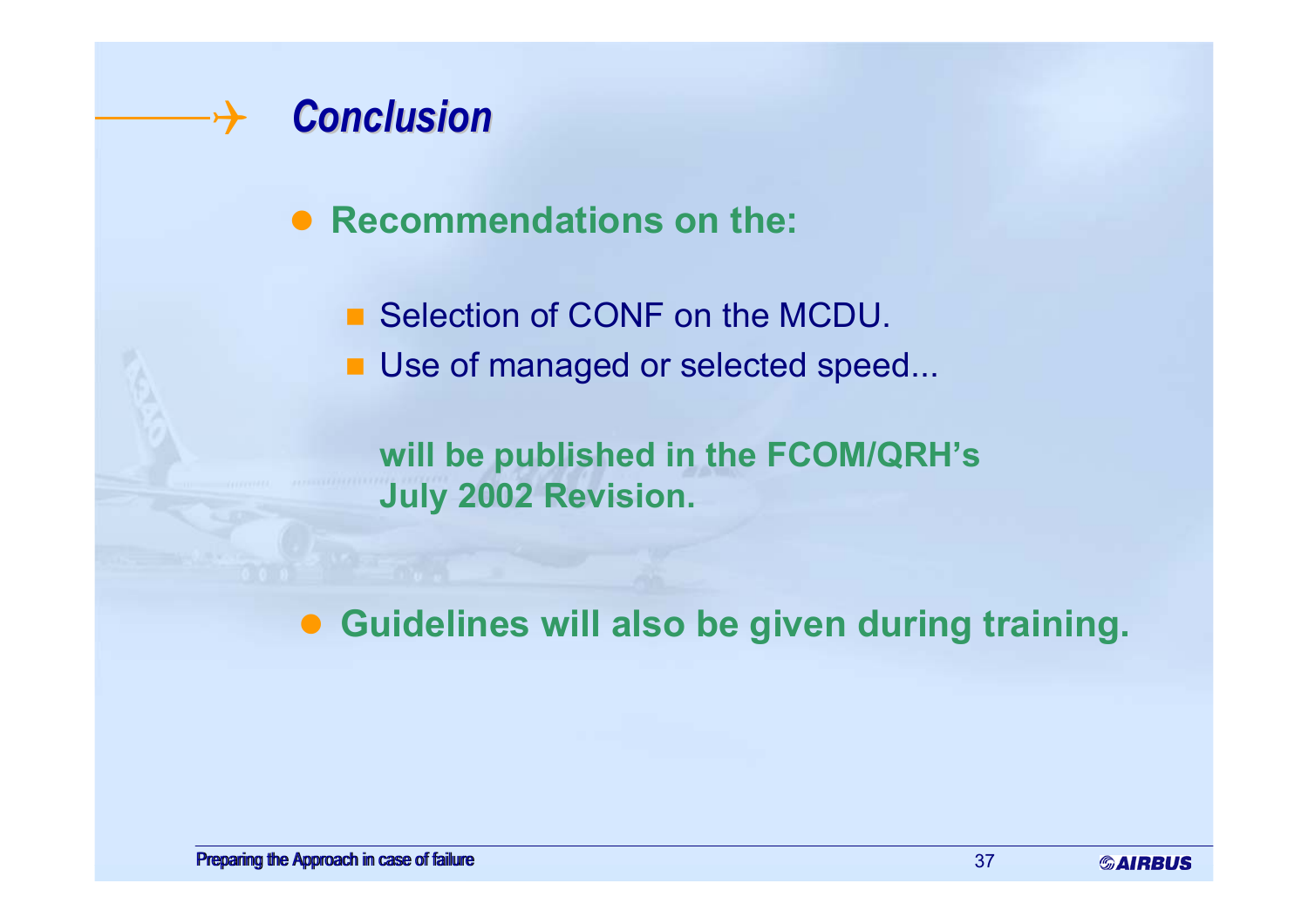# *Conclusion*

- **Recommendations on the:**
  - Selection of CONF on the MCDU.
  - Use of managed or selected speed...

  **will be published in the FCOM/QRH's July 2002 Revision.**

- **Guidelines will also be given during training.**